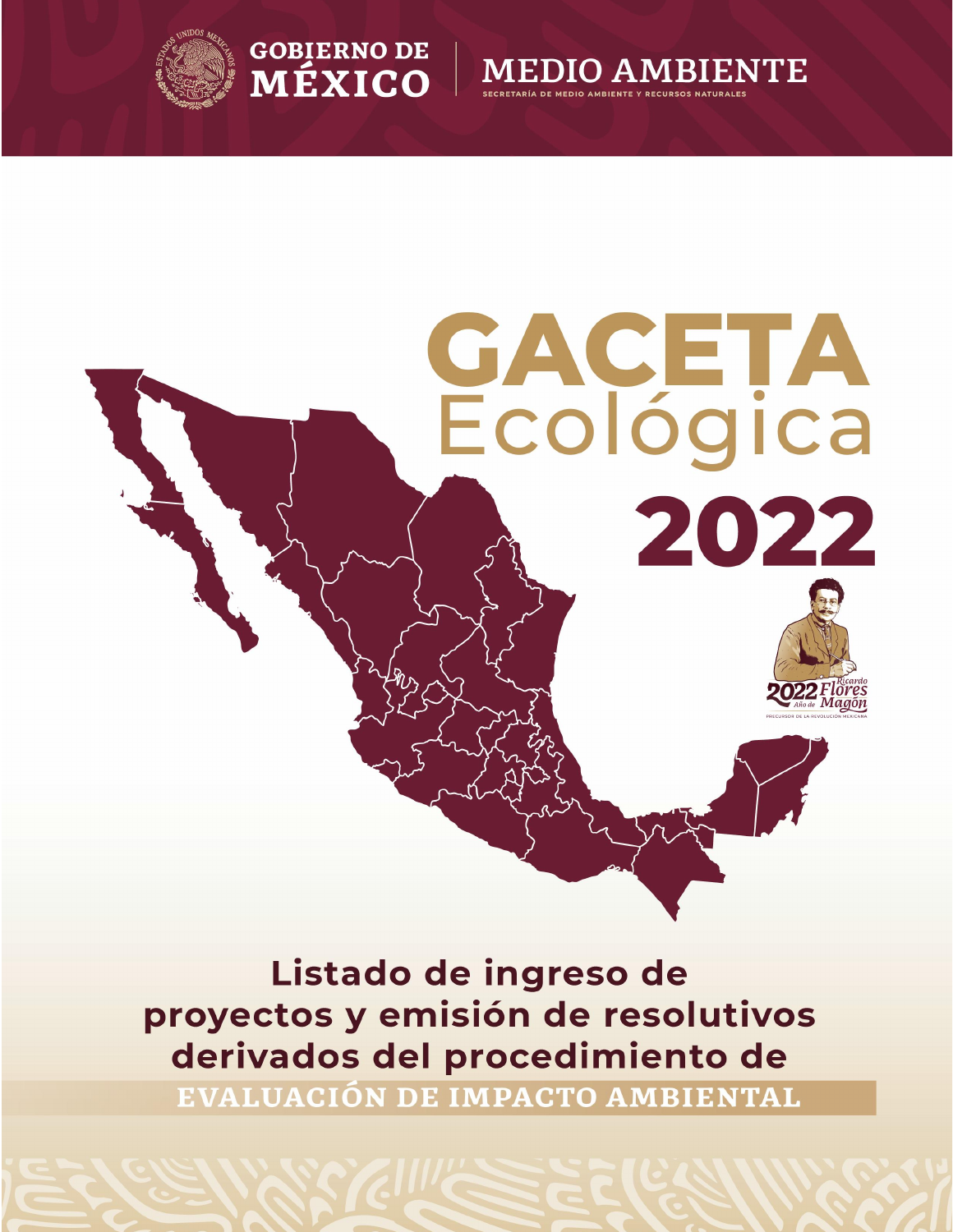GOBIERNO DE MÉXICO | MEDIO AMBIENTE

SECRETARÍA DE MEDIO AMBIENTE Y RECURSOS NATURALES

# GACETA Ecológica 2022

2022 Año de Ricardo Flores Magón

PRECURSOR DE LA REVOLUCIÓN MEXICANA

## Listado de ingreso de proyectos y emisión de resolutivos derivados del procedimiento de EVALUACIÓN DE IMPACTO AMBIENTAL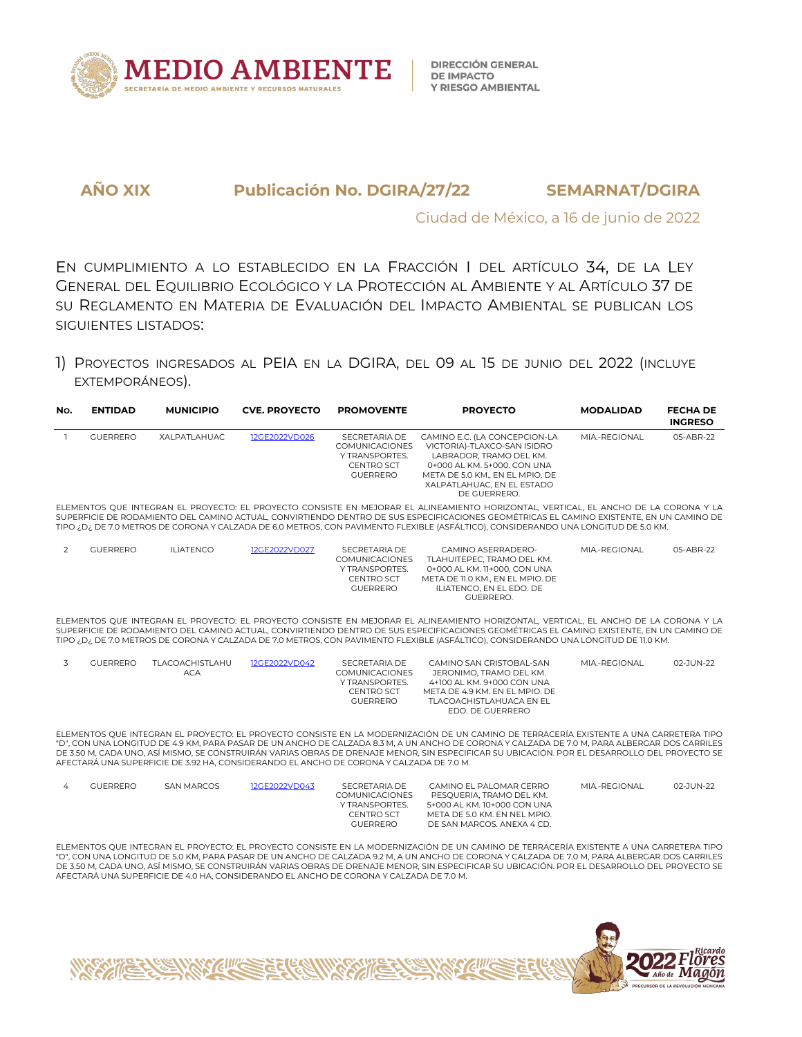**AÑO XIX** **Publicación No. DGIRA/27/22** **SEMARNAT/DGIRA**

Ciudad de México, a 16 de junio de 2022

EN CUMPLIMIENTO A LO ESTABLECIDO EN LA FRACCIÓN I DEL ARTÍCULO 34, DE LA LEY GENERAL DEL EQUILIBRIO ECOLÓGICO Y LA PROTECCIÓN AL AMBIENTE Y AL ARTÍCULO 37 DE SU REGLAMENTO EN MATERIA DE EVALUACIÓN DEL IMPACTO AMBIENTAL SE PUBLICAN LOS SIGUIENTES LISTADOS:

1) PROYECTOS INGRESADOS AL PEIA EN LA DGIRA, DEL 09 AL 15 DE JUNIO DEL 2022 (INCLUYE EXTEMPORÁNEOS).

| No. | ENTIDAD | MUNICIPIO | CVE. PROYECTO | PROMOVENTE | PROYECTO | MODALIDAD | FECHA DE INGRESO |
|---|---|---|---|---|---|---|---|
| 1 | GUERRERO | XALPATLAHUAC | 12GE2022VD026 | SECRETARIA DE COMUNICACIONES Y TRANSPORTES. CENTRO SCT GUERRERO | CAMINO E.C. (LA CONCEPCION-LA VICTORIA)-TLAXCO-SAN ISIDRO LABRADOR, TRAMO DEL KM. 0+000 AL KM. 5+000. CON UNA META DE 5.0 KM., EN EL MPIO. DE XALPATLAHUAC, EN EL ESTADO DE GUERRERO. | MIA.-REGIONAL | 05-ABR-22 |

ELEMENTOS QUE INTEGRAN EL PROYECTO: EL PROYECTO CONSISTE EN MEJORAR EL ALINEAMIENTO HORIZONTAL, VERTICAL, EL ANCHO DE LA CORONA Y LA SUPERFICIE DE RODAMIENTO DEL CAMINO ACTUAL, CONVIRTIENDO DENTRO DE SUS ESPECIFICACIONES GEOMÉTRICAS EL CAMINO EXISTENTE, EN UN CAMINO DE TIPO ¿D¿ DE 7.0 METROS DE CORONA Y CALZADA DE 6.0 METROS, CON PAVIMENTO FLEXIBLE (ASFÁLTICO), CONSIDERANDO UNA LONGITUD DE 5.0 KM.

| No. | ENTIDAD | MUNICIPIO | CVE. PROYECTO | PROMOVENTE | PROYECTO | MODALIDAD | FECHA DE INGRESO |
|---|---|---|---|---|---|---|---|
| 2 | GUERRERO | ILIATENCO | 12GE2022VD027 | SECRETARIA DE COMUNICACIONES Y TRANSPORTES. CENTRO SCT GUERRERO | CAMINO ASERRADERO-TLAHUITEPEC, TRAMO DEL KM. 0+000 AL KM. 11+000, CON UNA META DE 11.0 KM., EN EL MPIO. DE ILIATENCO, EN EL EDO. DE GUERRERO. | MIA.-REGIONAL | 05-ABR-22 |

ELEMENTOS QUE INTEGRAN EL PROYECTO: EL PROYECTO CONSISTE EN MEJORAR EL ALINEAMIENTO HORIZONTAL, VERTICAL, EL ANCHO DE LA CORONA Y LA SUPERFICIE DE RODAMIENTO DEL CAMINO ACTUAL, CONVIRTIENDO DENTRO DE SUS ESPECIFICACIONES GEOMÉTRICAS EL CAMINO EXISTENTE, EN UN CAMINO DE TIPO ¿D¿ DE 7.0 METROS DE CORONA Y CALZADA DE 7.0 METROS, CON PAVIMENTO FLEXIBLE (ASFÁLTICO), CONSIDERANDO UNA LONGITUD DE 11.0 KM.

| No. | ENTIDAD | MUNICIPIO | CVE. PROYECTO | PROMOVENTE | PROYECTO | MODALIDAD | FECHA DE INGRESO |
|---|---|---|---|---|---|---|---|
| 3 | GUERRERO | TLACOACHISTLAHUACA | 12GE2022VD042 | SECRETARIA DE COMUNICACIONES Y TRANSPORTES. CENTRO SCT GUERRERO | CAMINO SAN CRISTOBAL-SAN JERONIMO, TRAMO DEL KM. 4+100 AL KM. 9+000 CON UNA META DE 4.9 KM. EN EL MPIO. DE TLACOACHISTLAHUACA EN EL EDO. DE GUERRERO | MIA.-REGIONAL | 02-JUN-22 |

ELEMENTOS QUE INTEGRAN EL PROYECTO: EL PROYECTO CONSISTE EN LA MODERNIZACIÓN DE UN CAMINO DE TERRACERÍA EXISTENTE A UNA CARRETERA TIPO "D", CON UNA LONGITUD DE 4.9 KM, PARA PASAR DE UN ANCHO DE CALZADA 8.3 M, A UN ANCHO DE CORONA Y CALZADA DE 7.0 M, PARA ALBERGAR DOS CARRILES DE 3.50 M, CADA UNO, ASÍ MISMO, SE CONSTRUIRÁN VARIAS OBRAS DE DRENAJE MENOR, SIN ESPECIFICAR SU UBICACIÓN. POR EL DESARROLLO DEL PROYECTO SE AFECTARÁ UNA SUPERFICIE DE 3.92 HA, CONSIDERANDO EL ANCHO DE CORONA Y CALZADA DE 7.0 M.

| No. | ENTIDAD | MUNICIPIO | CVE. PROYECTO | PROMOVENTE | PROYECTO | MODALIDAD | FECHA DE INGRESO |
|---|---|---|---|---|---|---|---|
| 4 | GUERRERO | SAN MARCOS | 12GE2022VD043 | SECRETARIA DE COMUNICACIONES Y TRANSPORTES. CENTRO SCT GUERRERO | CAMINO EL PALOMAR CERRO PESQUERIA, TRAMO DEL KM. 5+000 AL KM. 10+000 CON UNA META DE 5.0 KM. EN NEL MPIO. DE SAN MARCOS. ANEXA 4 CD. | MIA.-REGIONAL | 02-JUN-22 |

ELEMENTOS QUE INTEGRAN EL PROYECTO: EL PROYECTO CONSISTE EN LA MODERNIZACIÓN DE UN CAMINO DE TERRACERÍA EXISTENTE A UNA CARRETERA TIPO "D", CON UNA LONGITUD DE 5.0 KM, PARA PASAR DE UN ANCHO DE CALZADA 9.2 M, A UN ANCHO DE CORONA Y CALZADA DE 7.0 M, PARA ALBERGAR DOS CARRILES DE 3.50 M, CADA UNO, ASÍ MISMO, SE CONSTRUIRÁN VARIAS OBRAS DE DRENAJE MENOR, SIN ESPECIFICAR SU UBICACIÓN. POR EL DESARROLLO DEL PROYECTO SE AFECTARÁ UNA SUPERFICIE DE 4.0 HA, CONSIDERANDO EL ANCHO DE CORONA Y CALZADA DE 7.0 M.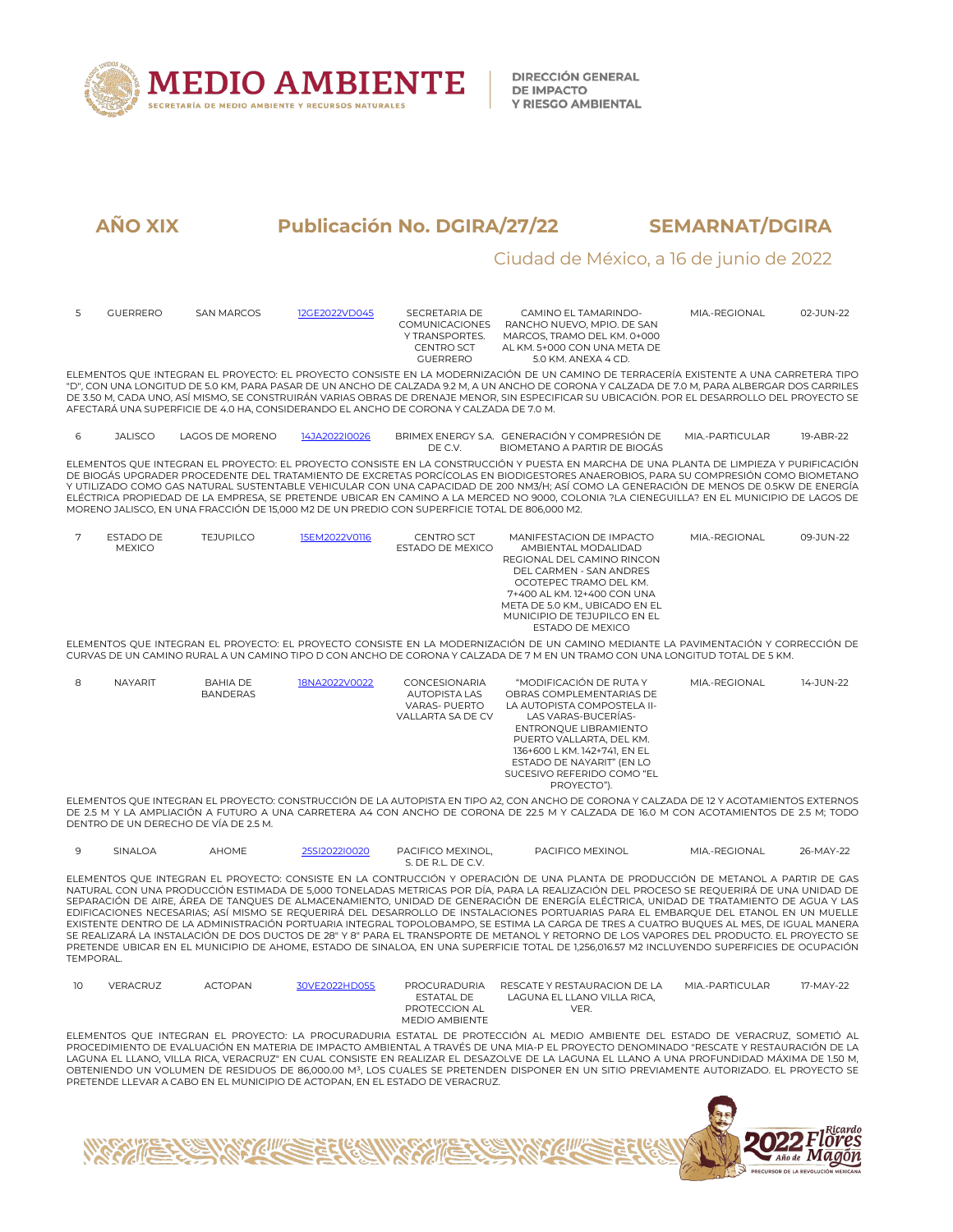**AÑO XIX** **Publicación No. DGIRA/27/22** **SEMARNAT/DGIRA**

Ciudad de México, a 16 de junio de 2022

| | | | | | | | |
|---|---|---|---|---|---|---|---|
| 5 | GUERRERO | SAN MARCOS | 12GE2022VD045 | SECRETARIA DE COMUNICACIONES Y TRANSPORTES. CENTRO SCT GUERRERO | CAMINO EL TAMARINDO-RANCHO NUEVO, MPIO. DE SAN MARCOS, TRAMO DEL KM. 0+000 AL KM. 5+000 CON UNA META DE 5.0 KM. ANEXA 4 CD. | MIA.-REGIONAL | 02-JUN-22 |

ELEMENTOS QUE INTEGRAN EL PROYECTO: EL PROYECTO CONSISTE EN LA MODERNIZACIÓN DE UN CAMINO DE TERRACERÍA EXISTENTE A UNA CARRETERA TIPO "D", CON UNA LONGITUD DE 5.0 KM, PARA PASAR DE UN ANCHO DE CALZADA 9.2 M, A UN ANCHO DE CORONA Y CALZADA DE 7.0 M, PARA ALBERGAR DOS CARRILES DE 3.50 M, CADA UNO, ASÍ MISMO, SE CONSTRUIRÁN VARIAS OBRAS DE DRENAJE MENOR, SIN ESPECIFICAR SU UBICACIÓN. POR EL DESARROLLO DEL PROYECTO SE AFECTARÁ UNA SUPERFICIE DE 4.0 HA, CONSIDERANDO EL ANCHO DE CORONA Y CALZADA DE 7.0 M.

| | | | | | | | |
|---|---|---|---|---|---|---|---|
| 6 | JALISCO | LAGOS DE MORENO | 14JA2022I0026 | BRIMEX ENERGY S.A. DE C.V. | GENERACIÓN Y COMPRESIÓN DE BIOMETANO A PARTIR DE BIOGÁS | MIA.-PARTICULAR | 19-ABR-22 |

ELEMENTOS QUE INTEGRAN EL PROYECTO: EL PROYECTO CONSISTE EN LA CONSTRUCCIÓN Y PUESTA EN MARCHA DE UNA PLANTA DE LIMPIEZA Y PURIFICACIÓN DE BIOGÁS UPGRADER PROCEDENTE DEL TRATAMIENTO DE EXCRETAS PORCÍCOLAS EN BIODIGESTORES ANAEROBIOS, PARA SU COMPRESIÓN COMO BIOMETANO Y UTILIZADO COMO GAS NATURAL SUSTENTABLE VEHICULAR CON UNA CAPACIDAD DE 200 NM3/H; ASÍ COMO LA GENERACIÓN DE MENOS DE 0.5KW DE ENERGÍA ELÉCTRICA PROPIEDAD DE LA EMPRESA, SE PRETENDE UBICAR EN CAMINO A LA MERCED NO 9000, COLONIA ?LA CIENEGUILLA? EN EL MUNICIPIO DE LAGOS DE MORENO JALISCO, EN UNA FRACCIÓN DE 15,000 M2 DE UN PREDIO CON SUPERFICIE TOTAL DE 806,000 M2.

| | | | | | | | |
|---|---|---|---|---|---|---|---|
| 7 | ESTADO DE MEXICO | TEJUPILCO | 15EM2022V0116 | CENTRO SCT ESTADO DE MEXICO | MANIFESTACION DE IMPACTO AMBIENTAL MODALIDAD REGIONAL DEL CAMINO RINCON DEL CARMEN - SAN ANDRES OCOTEPEC TRAMO DEL KM. 7+400 AL KM. 12+400 CON UNA META DE 5.0 KM., UBICADO EN EL MUNICIPIO DE TEJUPILCO EN EL ESTADO DE MEXICO | MIA.-REGIONAL | 09-JUN-22 |

ELEMENTOS QUE INTEGRAN EL PROYECTO: EL PROYECTO CONSISTE EN LA MODERNIZACIÓN DE UN CAMINO MEDIANTE LA PAVIMENTACIÓN Y CORRECCIÓN DE CURVAS DE UN CAMINO RURAL A UN CAMINO TIPO D CON ANCHO DE CORONA Y CALZADA DE 7 M EN UN TRAMO CON UNA LONGITUD TOTAL DE 5 KM.

| | | | | | | | |
|---|---|---|---|---|---|---|---|
| 8 | NAYARIT | BAHIA DE BANDERAS | 18NA2022V0022 | CONCESIONARIA AUTOPISTA LAS VARAS- PUERTO VALLARTA SA DE CV | "MODIFICACIÓN DE RUTA Y OBRAS COMPLEMENTARIAS DE LA AUTOPISTA COMPOSTELA II-LAS VARAS-BUCERÍAS-ENTRONQUE LIBRAMIENTO PUERTO VALLARTA, DEL KM. 136+600 L KM. 142+741, EN EL ESTADO DE NAYARIT" (EN LO SUCESIVO REFERIDO COMO "EL PROYECTO"). | MIA.-REGIONAL | 14-JUN-22 |

ELEMENTOS QUE INTEGRAN EL PROYECTO: CONSTRUCCIÓN DE LA AUTOPISTA EN TIPO A2, CON ANCHO DE CORONA Y CALZADA DE 12 Y ACOTAMIENTOS EXTERNOS DE 2.5 M Y LA AMPLIACIÓN A FUTURO A UNA CARRETERA A4 CON ANCHO DE CORONA DE 22.5 M Y CALZADA DE 16.0 M CON ACOTAMIENTOS DE 2.5 M; TODO DENTRO DE UN DERECHO DE VÍA DE 2.5 M.

| | | | | | | | |
|---|---|---|---|---|---|---|---|
| 9 | SINALOA | AHOME | 25SI2022I0020 | PACIFICO MEXINOL, S. DE R.L. DE C.V. | PACIFICO MEXINOL | MIA.-REGIONAL | 26-MAY-22 |

ELEMENTOS QUE INTEGRAN EL PROYECTO: CONSISTE EN LA CONTRUCCIÓN Y OPERACIÓN DE UNA PLANTA DE PRODUCCIÓN DE METANOL A PARTIR DE GAS NATURAL CON UNA PRODUCCIÓN ESTIMADA DE 5,000 TONELADAS METRICAS POR DÍA, PARA LA REALIZACIÓN DEL PROCESO SE REQUERIRÁ DE UNA UNIDAD DE SEPARACIÓN DE AIRE, ÁREA DE TANQUES DE ALMACENAMIENTO, UNIDAD DE GENERACIÓN DE ENERGÍA ELÉCTRICA, UNIDAD DE TRATAMIENTO DE AGUA Y LAS EDIFICACIONES NECESARIAS; ASÍ MISMO SE REQUERIRÁ DEL DESARROLLO DE INSTALACIONES PORTUARIAS PARA EL EMBARQUE DEL ETANOL EN UN MUELLE EXISTENTE DENTRO DE LA ADMINISTRACIÓN PORTUARIA INTEGRAL TOPOLOBAMPO, SE ESTIMA LA CARGA DE TRES A CUATRO BUQUES AL MES, DE IGUAL MANERA SE REALIZARÁ LA INSTALACIÓN DE DOS DUCTOS DE 28" Y 8" PARA EL TRANSPORTE DE METANOL Y RETORNO DE LOS VAPORES DEL PRODUCTO. EL PROYECTO SE PRETENDE UBICAR EN EL MUNICIPIO DE AHOME, ESTADO DE SINALOA, EN UNA SUPERFICIE TOTAL DE 1,256,016.57 M2 INCLUYENDO SUPERFICIES DE OCUPACIÓN TEMPORAL.

| | | | | | | | |
|---|---|---|---|---|---|---|---|
| 10 | VERACRUZ | ACTOPAN | 30VE2022HD055 | PROCURADURIA ESTATAL DE PROTECCION AL MEDIO AMBIENTE | RESCATE Y RESTAURACION DE LA LAGUNA EL LLANO VILLA RICA, VER. | MIA.-PARTICULAR | 17-MAY-22 |

ELEMENTOS QUE INTEGRAN EL PROYECTO: LA PROCURADURIA ESTATAL DE PROTECCIÓN AL MEDIO AMBIENTE DEL ESTADO DE VERACRUZ, SOMETIÓ AL PROCEDIMIENTO DE EVALUACIÓN EN MATERIA DE IMPACTO AMBIENTAL A TRAVÉS DE UNA MIA-P EL PROYECTO DENOMINADO "RESCATE Y RESTAURACIÓN DE LA LAGUNA EL LLANO, VILLA RICA, VERACRUZ" EN CUAL CONSISTE EN REALIZAR EL DESAZOLVE DE LA LAGUNA EL LLANO A UNA PROFUNDIDAD MÁXIMA DE 1.50 M, OBTENIENDO UN VOLUMEN DE RESIDUOS DE 86,000.00 M³, LOS CUALES SE PRETENDEN DISPONER EN UN SITIO PREVIAMENTE AUTORIZADO. EL PROYECTO SE PRETENDE LLEVAR A CABO EN EL MUNICIPIO DE ACTOPAN, EN EL ESTADO DE VERACRUZ.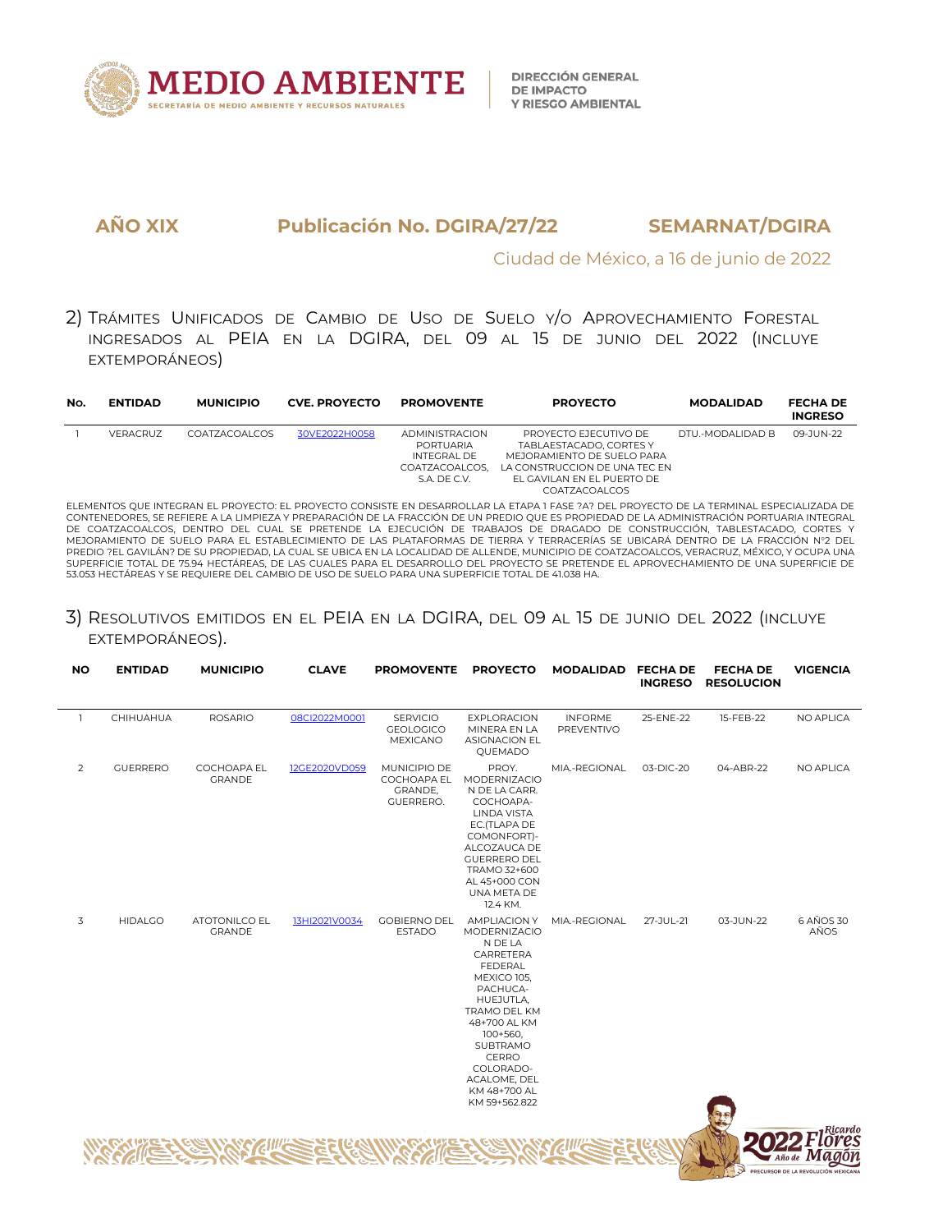**AÑO XIX** **Publicación No. DGIRA/27/22** **SEMARNAT/DGIRA**

Ciudad de México, a 16 de junio de 2022

## 2) TRÁMITES UNIFICADOS DE CAMBIO DE USO DE SUELO Y/O APROVECHAMIENTO FORESTAL INGRESADOS AL PEIA EN LA DGIRA, DEL 09 AL 15 DE JUNIO DEL 2022 (INCLUYE EXTEMPORÁNEOS)

| No. | ENTIDAD | MUNICIPIO | CVE. PROYECTO | PROMOVENTE | PROYECTO | MODALIDAD | FECHA DE INGRESO |
|---|---|---|---|---|---|---|---|
| 1 | VERACRUZ | COATZACOALCOS | 30VE2022H0058 | ADMINISTRACION PORTUARIA INTEGRAL DE COATZACOALCOS, S.A. DE C.V. | PROYECTO EJECUTIVO DE TABLAESTACADO, CORTES Y MEJORAMIENTO DE SUELO PARA LA CONSTRUCCION DE UNA TEC EN EL GAVILAN EN EL PUERTO DE COATZACOALCOS | DTU.-MODALIDAD B | 09-JUN-22 |

ELEMENTOS QUE INTEGRAN EL PROYECTO: EL PROYECTO CONSISTE EN DESARROLLAR LA ETAPA 1 FASE ?A? DEL PROYECTO DE LA TERMINAL ESPECIALIZADA DE CONTENEDORES, SE REFIERE A LA LIMPIEZA Y PREPARACIÓN DE LA FRACCIÓN DE UN PREDIO QUE ES PROPIEDAD DE LA ADMINISTRACIÓN PORTUARIA INTEGRAL DE COATZACOALCOS, DENTRO DEL CUAL SE PRETENDE LA EJECUCIÓN DE TRABAJOS DE DRAGADO DE CONSTRUCCIÓN, TABLESTACADO, CORTES Y MEJORAMIENTO DE SUELO PARA EL ESTABLECIMIENTO DE LAS PLATAFORMAS DE TIERRA Y TERRACERÍAS SE UBICARÁ DENTRO DE LA FRACCIÓN N°2 DEL PREDIO ?EL GAVILÁN? DE SU PROPIEDAD, LA CUAL SE UBICA EN LA LOCALIDAD DE ALLENDE, MUNICIPIO DE COATZACOALCOS, VERACRUZ, MÉXICO, Y OCUPA UNA SUPERFICIE TOTAL DE 75.94 HECTÁREAS, DE LAS CUALES PARA EL DESARROLLO DEL PROYECTO SE PRETENDE EL APROVECHAMIENTO DE UNA SUPERFICIE DE 53.053 HECTÁREAS Y SE REQUIERE DEL CAMBIO DE USO DE SUELO PARA UNA SUPERFICIE TOTAL DE 41.038 HA.

## 3) RESOLUTIVOS EMITIDOS EN EL PEIA EN LA DGIRA, DEL 09 AL 15 DE JUNIO DEL 2022 (INCLUYE EXTEMPORÁNEOS).

| NO | ENTIDAD | MUNICIPIO | CLAVE | PROMOVENTE | PROYECTO | MODALIDAD | FECHA DE INGRESO | FECHA DE RESOLUCION | VIGENCIA |
|---|---|---|---|---|---|---|---|---|---|
| 1 | CHIHUAHUA | ROSARIO | 08CI2022M0001 | SERVICIO GEOLOGICO MEXICANO | EXPLORACION MINERA EN LA ASIGNACION EL QUEMADO | INFORME PREVENTIVO | 25-ENE-22 | 15-FEB-22 | NO APLICA |
| 2 | GUERRERO | COCHOAPA EL GRANDE | 12GE2020VD059 | MUNICIPIO DE COCHOAPA EL GRANDE, GUERRERO. | PROY. MODERNIZACION DE LA CARR. COCHOAPA-LINDA VISTA EC.(TLAPA DE COMONFORT)-ALCOZAUCA DE GUERRERO DEL TRAMO 32+600 AL 45+000 CON UNA META DE 12.4 KM. | MIA.-REGIONAL | 03-DIC-20 | 04-ABR-22 | NO APLICA |
| 3 | HIDALGO | ATOTONILCO EL GRANDE | 13HI2021V0034 | GOBIERNO DEL ESTADO | AMPLIACION Y MODERNIZACION DE LA CARRETERA FEDERAL MEXICO 105, PACHUCA-HUEJUTLA, TRAMO DEL KM 48+700 AL KM 100+560, SUBTRAMO CERRO COLORADO-ACALOME, DEL KM 48+700 AL KM 59+562.822 | MIA.-REGIONAL | 27-JUL-21 | 03-JUN-22 | 6 AÑOS 30 AÑOS |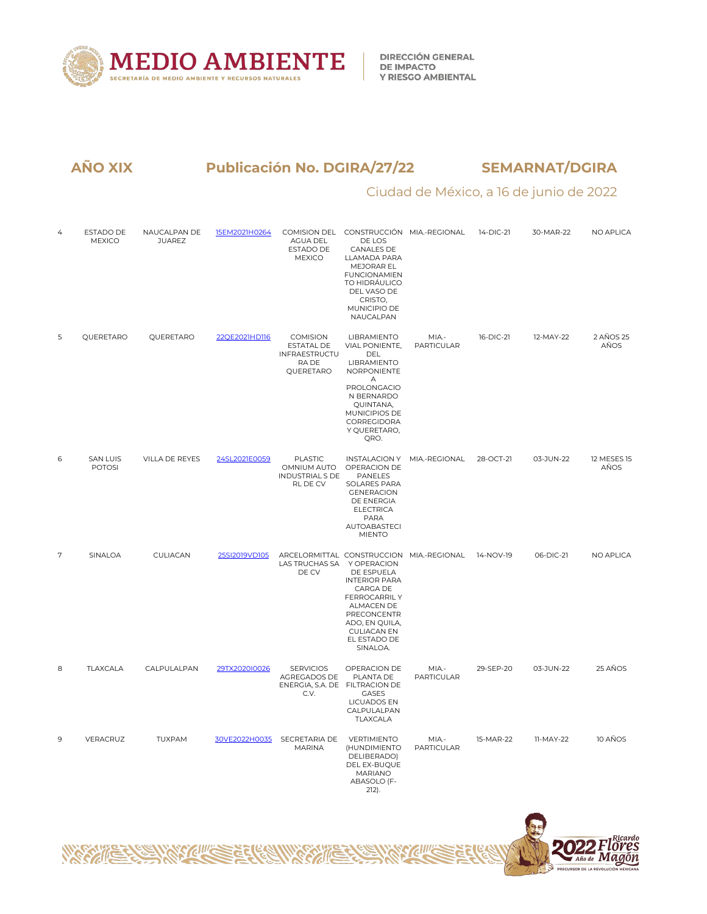**AÑO XIX** **Publicación No. DGIRA/27/22** **SEMARNAT/DGIRA**

Ciudad de México, a 16 de junio de 2022

| | | | | | | | | | |
|---|---|---|---|---|---|---|---|---|---|
| 4 | ESTADO DE MEXICO | NAUCALPAN DE JUAREZ | 15EM2021H0264 | COMISION DEL AGUA DEL ESTADO DE MEXICO | CONSTRUCCIÓN DE LOS CANALES DE LLAMADA PARA MEJORAR EL FUNCIONAMIENTO HIDRÁULICO DEL VASO DE CRISTO, MUNICIPIO DE NAUCALPAN | MIA.-REGIONAL | 14-DIC-21 | 30-MAR-22 | NO APLICA |
| 5 | QUERETARO | QUERETARO | 22QE2021HD116 | COMISION ESTATAL DE INFRAESTRUCTURA DE QUERETARO | LIBRAMIENTO VIAL PONIENTE, DEL LIBRAMIENTO NORPONIENTE A PROLONGACION BERNARDO QUINTANA, MUNICIPIOS DE CORREGIDORA Y QUERETARO, QRO. | MIA.-PARTICULAR | 16-DIC-21 | 12-MAY-22 | 2 AÑOS 25 AÑOS |
| 6 | SAN LUIS POTOSI | VILLA DE REYES | 24SL2021E0059 | PLASTIC OMNIUM AUTO INDUSTRIAL S DE RL DE CV | INSTALACION Y OPERACION DE PANELES SOLARES PARA GENERACION DE ENERGIA ELECTRICA PARA AUTOABASTECIMIENTO | MIA.-REGIONAL | 28-OCT-21 | 03-JUN-22 | 12 MESES 15 AÑOS |
| 7 | SINALOA | CULIACAN | 25SI2019VD105 | ARCELORMITTAL LAS TRUCHAS SA DE CV | CONSTRUCCION Y OPERACION DE ESPUELA INTERIOR PARA CARGA DE FERROCARRIL Y ALMACEN DE PRECONCENTRADO, EN QUILA, CULIACAN EN EL ESTADO DE SINALOA. | MIA.-REGIONAL | 14-NOV-19 | 06-DIC-21 | NO APLICA |
| 8 | TLAXCALA | CALPULALPAN | 29TX2020I0026 | SERVICIOS AGREGADOS DE ENERGIA, S.A. DE C.V. | OPERACION DE PLANTA DE FILTRACION DE GASES LICUADOS EN CALPULALPAN TLAXCALA | MIA.-PARTICULAR | 29-SEP-20 | 03-JUN-22 | 25 AÑOS |
| 9 | VERACRUZ | TUXPAM | 30VE2022H0035 | SECRETARIA DE MARINA | VERTIMIENTO (HUNDIMIENTO DELIBERADO) DEL EX-BUQUE MARIANO ABASOLO (F-212). | MIA.-PARTICULAR | 15-MAR-22 | 11-MAY-22 | 10 AÑOS |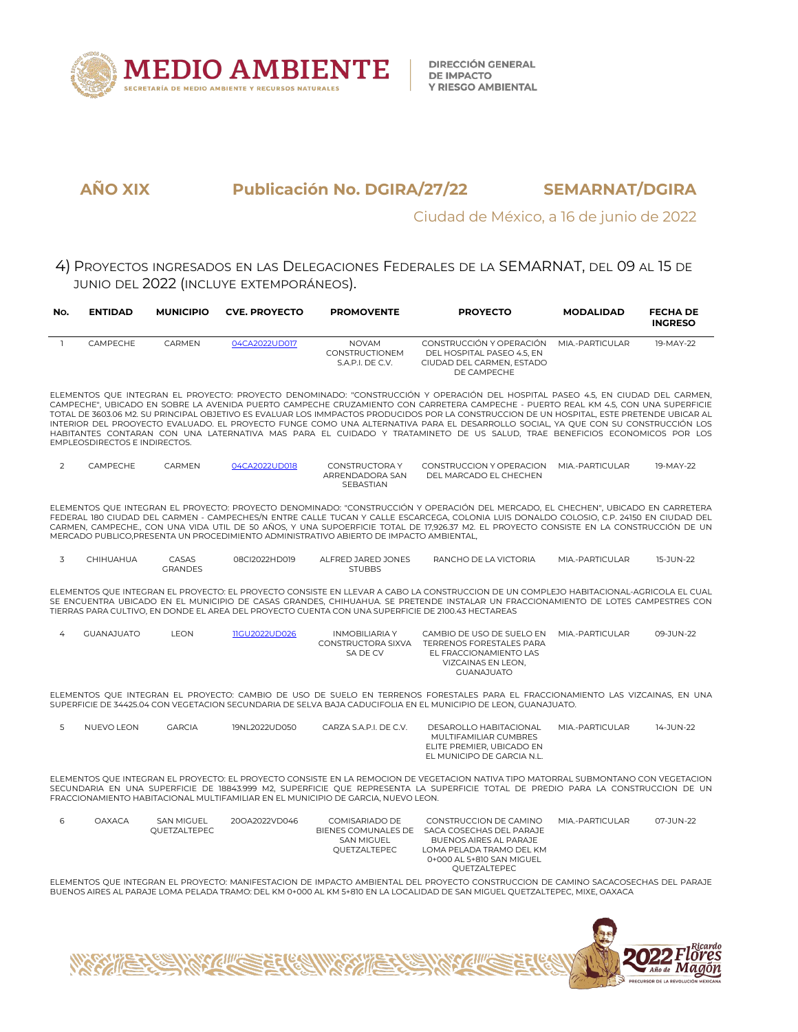**AÑO XIX** **Publicación No. DGIRA/27/22** **SEMARNAT/DGIRA**

Ciudad de México, a 16 de junio de 2022

## 4) Proyectos ingresados en las Delegaciones Federales de la SEMARNAT, del 09 al 15 de junio del 2022 (incluye extemporáneos).

| No. | ENTIDAD | MUNICIPIO | CVE. PROYECTO | PROMOVENTE | PROYECTO | MODALIDAD | FECHA DE INGRESO |
|---|---|---|---|---|---|---|---|
| 1 | CAMPECHE | CARMEN | 04CA2022UD017 | NOVAM CONSTRUCTIONEM S.A.P.I. DE C.V. | CONSTRUCCIÓN Y OPERACIÓN DEL HOSPITAL PASEO 4.5, EN CIUDAD DEL CARMEN, ESTADO DE CAMPECHE | MIA.-PARTICULAR | 19-MAY-22 |

ELEMENTOS QUE INTEGRAN EL PROYECTO: PROYECTO DENOMINADO: "CONSTRUCCIÓN Y OPERACIÓN DEL HOSPITAL PASEO 4.5, EN CIUDAD DEL CARMEN, CAMPECHE", UBICADO EN SOBRE LA AVENIDA PUERTO CAMPECHE CRUZAMIENTO CON CARRETERA CAMPECHE - PUERTO REAL KM 4.5, CON UNA SUPERFICIE TOTAL DE 3603.06 M2. SU PRINCIPAL OBJETIVO ES EVALUAR LOS IMMPACTOS PRODUCIDOS POR LA CONSTRUCCION DE UN HOSPITAL, ESTE PRETENDE UBICAR AL INTERIOR DEL PROOYECTO EVALUADO. EL PROYECTO FUNGE COMO UNA ALTERNATIVA PARA EL DESARROLLO SOCIAL, YA QUE CON SU CONSTRUCCIÓN LOS HABITANTES CONTARAN CON UNA LATERNATIVA MAS PARA EL CUIDADO Y TRATAMINETO DE US SALUD, TRAE BENEFICIOS ECONOMICOS POR LOS EMPLEOSDIRECTOS E INDIRECTOS.

| No. | ENTIDAD | MUNICIPIO | CVE. PROYECTO | PROMOVENTE | PROYECTO | MODALIDAD | FECHA DE INGRESO |
|---|---|---|---|---|---|---|---|
| 2 | CAMPECHE | CARMEN | 04CA2022UD018 | CONSTRUCTORA Y ARRENDADORA SAN SEBASTIAN | CONSTRUCCION Y OPERACION DEL MARCADO EL CHECHEN | MIA.-PARTICULAR | 19-MAY-22 |

ELEMENTOS QUE INTEGRAN EL PROYECTO: PROYECTO DENOMINADO: "CONSTRUCCIÓN Y OPERACIÓN DEL MERCADO, EL CHECHEN", UBICADO EN CARRETERA FEDERAL 180 CIUDAD DEL CARMEN - CAMPECHES/N ENTRE CALLE TUCAN Y CALLE ESCARCEGA, COLONIA LUIS DONALDO COLOSIO, C.P. 24150 EN CIUDAD DEL CARMEN, CAMPECHE., CON UNA VIDA UTIL DE 50 AÑOS, Y UNA SUPOERFICIE TOTAL DE 17,926.37 M2. EL PROYECTO CONSISTE EN LA CONSTRUCCIÓN DE UN MERCADO PUBLICO,PRESENTA UN PROCEDIMIENTO ADMINISTRATIVO ABIERTO DE IMPACTO AMBIENTAL,

| No. | ENTIDAD | MUNICIPIO | CVE. PROYECTO | PROMOVENTE | PROYECTO | MODALIDAD | FECHA DE INGRESO |
|---|---|---|---|---|---|---|---|
| 3 | CHIHUAHUA | CASAS GRANDES | 08CI2022HD019 | ALFRED JARED JONES STUBBS | RANCHO DE LA VICTORIA | MIA.-PARTICULAR | 15-JUN-22 |

ELEMENTOS QUE INTEGRAN EL PROYECTO: EL PROYECTO CONSISTE EN LLEVAR A CABO LA CONSTRUCCION DE UN COMPLEJO HABITACIONAL-AGRICOLA EL CUAL SE ENCUENTRA UBICADO EN EL MUNICIPIO DE CASAS GRANDES, CHIHUAHUA. SE PRETENDE INSTALAR UN FRACCIONAMIENTO DE LOTES CAMPESTRES CON TIERRAS PARA CULTIVO, EN DONDE EL AREA DEL PROYECTO CUENTA CON UNA SUPERFICIE DE 2100.43 HECTAREAS

| No. | ENTIDAD | MUNICIPIO | CVE. PROYECTO | PROMOVENTE | PROYECTO | MODALIDAD | FECHA DE INGRESO |
|---|---|---|---|---|---|---|---|
| 4 | GUANAJUATO | LEON | 11GU2022UD026 | INMOBILIARIA Y CONSTRUCTORA SIXVA SA DE CV | CAMBIO DE USO DE SUELO EN TERRENOS FORESTALES PARA EL FRACCIONAMIENTO LAS VIZCAINAS EN LEON, GUANAJUATO | MIA.-PARTICULAR | 09-JUN-22 |

ELEMENTOS QUE INTEGRAN EL PROYECTO: CAMBIO DE USO DE SUELO EN TERRENOS FORESTALES PARA EL FRACCIONAMIENTO LAS VIZCAINAS, EN UNA SUPERFICIE DE 34425.04 CON VEGETACION SECUNDARIA DE SELVA BAJA CADUCIFOLIA EN EL MUNICIPIO DE LEON, GUANAJUATO.

| No. | ENTIDAD | MUNICIPIO | CVE. PROYECTO | PROMOVENTE | PROYECTO | MODALIDAD | FECHA DE INGRESO |
|---|---|---|---|---|---|---|---|
| 5 | NUEVO LEON | GARCIA | 19NL2022UD050 | CARZA S.A.P.I. DE C.V. | DESAROLLO HABITACIONAL MULTIFAMILIAR CUMBRES ELITE PREMIER, UBICADO EN EL MUNICIPO DE GARCIA N.L. | MIA.-PARTICULAR | 14-JUN-22 |

ELEMENTOS QUE INTEGRAN EL PROYECTO: EL PROYECTO CONSISTE EN LA REMOCION DE VEGETACION NATIVA TIPO MATORRAL SUBMONTANO CON VEGETACION SECUNDARIA EN UNA SUPERFICIE DE 18843.999 M2, SUPERFICIE QUE REPRESENTA LA SUPERFICIE TOTAL DE PREDIO PARA LA CONSTRUCCION DE UN FRACCIONAMIENTO HABITACIONAL MULTIFAMILIAR EN EL MUNICIPIO DE GARCIA, NUEVO LEON.

| No. | ENTIDAD | MUNICIPIO | CVE. PROYECTO | PROMOVENTE | PROYECTO | MODALIDAD | FECHA DE INGRESO |
|---|---|---|---|---|---|---|---|
| 6 | OAXACA | SAN MIGUEL QUETZALTEPEC | 20OA2022VD046 | COMISARIADO DE BIENES COMUNALES DE SAN MIGUEL QUETZALTEPEC | CONSTRUCCION DE CAMINO SACA COSECHAS DEL PARAJE BUENOS AIRES AL PARAJE LOMA PELADA TRAMO DEL KM 0+000 AL 5+810 SAN MIGUEL QUETZALTEPEC | MIA.-PARTICULAR | 07-JUN-22 |

ELEMENTOS QUE INTEGRAN EL PROYECTO: MANIFESTACION DE IMPACTO AMBIENTAL DEL PROYECTO CONSTRUCCION DE CAMINO SACACOSECHAS DEL PARAJE BUENOS AIRES AL PARAJE LOMA PELADA TRAMO: DEL KM 0+000 AL KM 5+810 EN LA LOCALIDAD DE SAN MIGUEL QUETZALTEPEC, MIXE, OAXACA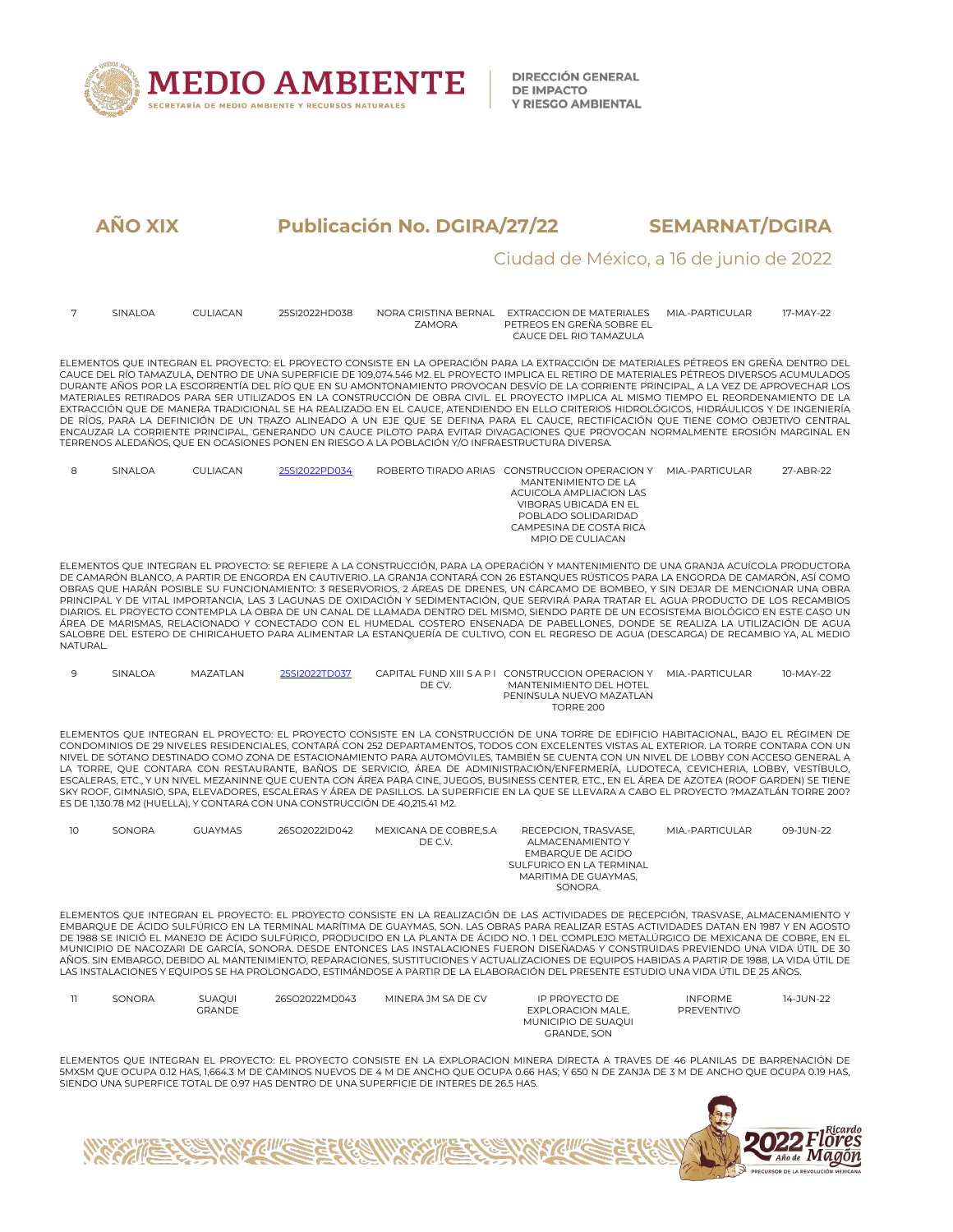**AÑO XIX** **Publicación No. DGIRA/27/22** **SEMARNAT/DGIRA**

Ciudad de México, a 16 de junio de 2022

| 7 | SINALOA | CULIACAN | 25SI2022HD038 | NORA CRISTINA BERNAL ZAMORA | EXTRACCION DE MATERIALES PETREOS EN GREÑA SOBRE EL CAUCE DEL RIO TAMAZULA | MIA.-PARTICULAR | 17-MAY-22 |
|---|---|---|---|---|---|---|---|

ELEMENTOS QUE INTEGRAN EL PROYECTO: EL PROYECTO CONSISTE EN LA OPERACIÓN PARA LA EXTRACCIÓN DE MATERIALES PÉTREOS EN GREÑA DENTRO DEL CAUCE DEL RÍO TAMAZULA, DENTRO DE UNA SUPERFICIE DE 109,074.546 M2. EL PROYECTO IMPLICA EL RETIRO DE MATERIALES PÉTREOS DIVERSOS ACUMULADOS DURANTE AÑOS POR LA ESCORRENTÍA DEL RÍO QUE EN SU AMONTONAMIENTO PROVOCAN DESVÍO DE LA CORRIENTE PRINCIPAL, A LA VEZ DE APROVECHAR LOS MATERIALES RETIRADOS PARA SER UTILIZADOS EN LA CONSTRUCCIÓN DE OBRA CIVIL. EL PROYECTO IMPLICA AL MISMO TIEMPO EL REORDENAMIENTO DE LA EXTRACCIÓN QUE DE MANERA TRADICIONAL SE HA REALIZADO EN EL CAUCE, ATENDIENDO EN ELLO CRITERIOS HIDROLÓGICOS, HIDRÁULICOS Y DE INGENIERÍA DE RÍOS, PARA LA DEFINICIÓN DE UN TRAZO ALINEADO A UN EJE QUE SE DEFINA PARA EL CAUCE, RECTIFICACIÓN QUE TIENE COMO OBJETIVO CENTRAL ENCAUZAR LA CORRIENTE PRINCIPAL, GENERANDO UN CAUCE PILOTO PARA EVITAR DIVAGACIONES QUE PROVOCAN NORMALMENTE EROSIÓN MARGINAL EN TERRENOS ALEDAÑOS, QUE EN OCASIONES PONEN EN RIESGO A LA POBLACIÓN Y/O INFRAESTRUCTURA DIVERSA.

| 8 | SINALOA | CULIACAN | 25SI2022PD034 | ROBERTO TIRADO ARIAS | CONSTRUCCION OPERACION Y MANTENIMIENTO DE LA ACUICOLA AMPLIACION LAS VIBORAS UBICADA EN EL POBLADO SOLIDARIDAD CAMPESINA DE COSTA RICA MPIO DE CULIACAN | MIA.-PARTICULAR | 27-ABR-22 |
|---|---|---|---|---|---|---|---|

ELEMENTOS QUE INTEGRAN EL PROYECTO: SE REFIERE A LA CONSTRUCCIÓN, PARA LA OPERACIÓN Y MANTENIMIENTO DE UNA GRANJA ACUÍCOLA PRODUCTORA DE CAMARÓN BLANCO, A PARTIR DE ENGORDA EN CAUTIVERIO. LA GRANJA CONTARÁ CON 26 ESTANQUES RÚSTICOS PARA LA ENGORDA DE CAMARÓN, ASÍ COMO OBRAS QUE HARÁN POSIBLE SU FUNCIONAMIENTO: 3 RESERVORIOS, 2 ÁREAS DE DRENES, UN CÁRCAMO DE BOMBEO, Y SIN DEJAR DE MENCIONAR UNA OBRA PRINCIPAL Y DE VITAL IMPORTANCIA, LAS 3 LAGUNAS DE OXIDACIÓN Y SEDIMENTACIÓN, QUE SERVIRÁ PARA TRATAR EL AGUA PRODUCTO DE LOS RECAMBIOS DIARIOS. EL PROYECTO CONTEMPLA LA OBRA DE UN CANAL DE LLAMADA DENTRO DEL MISMO, SIENDO PARTE DE UN ECOSISTEMA BIOLÓGICO EN ESTE CASO UN ÁREA DE MARISMAS, RELACIONADO Y CONECTADO CON EL HUMEDAL COSTERO ENSENADA DE PABELLONES, DONDE SE REALIZA LA UTILIZACIÓN DE AGUA SALOBRE DEL ESTERO DE CHIRICAHUETO PARA ALIMENTAR LA ESTANQUERÍA DE CULTIVO, CON EL REGRESO DE AGUA (DESCARGA) DE RECAMBIO YA, AL MEDIO NATURAL.

| 9 | SINALOA | MAZATLAN | 25SI2022TD037 | CAPITAL FUND XIII S A P I DE CV. | CONSTRUCCION OPERACION Y MANTENIMIENTO DEL HOTEL PENINSULA NUEVO MAZATLAN TORRE 200 | MIA.-PARTICULAR | 10-MAY-22 |
|---|---|---|---|---|---|---|---|

ELEMENTOS QUE INTEGRAN EL PROYECTO: EL PROYECTO CONSISTE EN LA CONSTRUCCIÓN DE UNA TORRE DE EDIFICIO HABITACIONAL, BAJO EL RÉGIMEN DE CONDOMINIOS DE 29 NIVELES RESIDENCIALES, CONTARÁ CON 252 DEPARTAMENTOS, TODOS CON EXCELENTES VISTAS AL EXTERIOR. LA TORRE CONTARA CON UN NIVEL DE SÓTANO DESTINADO COMO ZONA DE ESTACIONAMIENTO PARA AUTOMÓVILES, TAMBIÉN SE CUENTA CON UN NIVEL DE LOBBY CON ACCESO GENERAL A LA TORRE, QUE CONTARA CON RESTAURANTE, BAÑOS DE SERVICIO, ÁREA DE ADMINISTRACIÓN/ENFERMERÍA, LUDOTECA, CEVICHERIA, LOBBY, VESTÍBULO, ESCALERAS, ETC., Y UN NIVEL MEZANINNE QUE CUENTA CON ÁREA PARA CINE, JUEGOS, BUSINESS CENTER, ETC., EN EL ÁREA DE AZOTEA (ROOF GARDEN) SE TIENE SKY ROOF, GIMNASIO, SPA, ELEVADORES, ESCALERAS Y ÁREA DE PASILLOS. LA SUPERFICIE EN LA QUE SE LLEVARA A CABO EL PROYECTO ?MAZATLÁN TORRE 200? ES DE 1,130.78 M2 (HUELLA), Y CONTARA CON UNA CONSTRUCCIÓN DE 40,215.41 M2.

| 10 | SONORA | GUAYMAS | 26SO2022ID042 | MEXICANA DE COBRE,S.A DE C.V. | RECEPCION, TRASVASE, ALMACENAMIENTO Y EMBARQUE DE ACIDO SULFURICO EN LA TERMINAL MARITIMA DE GUAYMAS, SONORA. | MIA.-PARTICULAR | 09-JUN-22 |
|---|---|---|---|---|---|---|---|

ELEMENTOS QUE INTEGRAN EL PROYECTO: EL PROYECTO CONSISTE EN LA REALIZACIÓN DE LAS ACTIVIDADES DE RECEPCIÓN, TRASVASE, ALMACENAMIENTO Y EMBARQUE DE ÁCIDO SULFÚRICO EN LA TERMINAL MARÍTIMA DE GUAYMAS, SON. LAS OBRAS PARA REALIZAR ESTAS ACTIVIDADES DATAN EN 1987 Y EN AGOSTO DE 1988 SE INICIÓ EL MANEJO DE ÁCIDO SULFÚRICO, PRODUCIDO EN LA PLANTA DE ÁCIDO NO. 1 DEL COMPLEJO METALÚRGICO DE MEXICANA DE COBRE, EN EL MUNICIPIO DE NACOZARI DE GARCÍA, SONORA. DESDE ENTONCES LAS INSTALACIONES FUERON DISEÑADAS Y CONSTRUIDAS PREVIENDO UNA VIDA ÚTIL DE 30 AÑOS. SIN EMBARGO, DEBIDO AL MANTENIMIENTO, REPARACIONES, SUSTITUCIONES Y ACTUALIZACIONES DE EQUIPOS HABIDAS A PARTIR DE 1988, LA VIDA ÚTIL DE LAS INSTALACIONES Y EQUIPOS SE HA PROLONGADO, ESTIMÁNDOSE A PARTIR DE LA ELABORACIÓN DEL PRESENTE ESTUDIO UNA VIDA ÚTIL DE 25 AÑOS.

| 11 | SONORA | SUAQUI GRANDE | 26SO2022MD043 | MINERA JM SA DE CV | IP PROYECTO DE EXPLORACION MALE, MUNICIPIO DE SUAQUI GRANDE, SON | INFORME PREVENTIVO | 14-JUN-22 |
|---|---|---|---|---|---|---|---|

ELEMENTOS QUE INTEGRAN EL PROYECTO: EL PROYECTO CONSISTE EN LA EXPLORACION MINERA DIRECTA A TRAVES DE 46 PLANILAS DE BARRENACIÓN DE 5MX5M QUE OCUPA 0.12 HAS, 1,664.3 M DE CAMINOS NUEVOS DE 4 M DE ANCHO QUE OCUPA 0.66 HAS; Y 650 N DE ZANJA DE 3 M DE ANCHO QUE OCUPA 0.19 HAS, SIENDO UNA SUPERFICE TOTAL DE 0.97 HAS DENTRO DE UNA SUPERFICIE DE INTERES DE 26.5 HAS.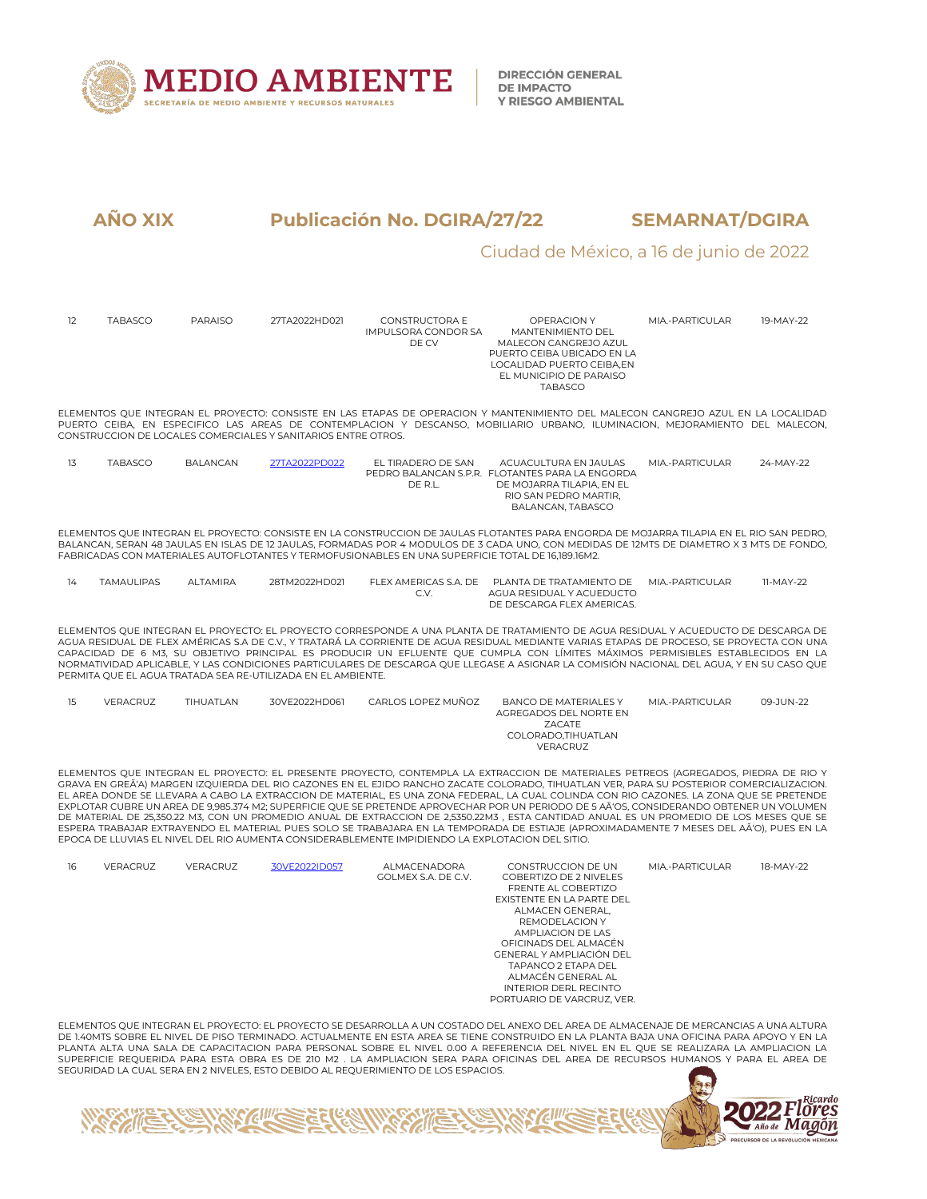**AÑO XIX** **Publicación No. DGIRA/27/22** **SEMARNAT/DGIRA**

Ciudad de México, a 16 de junio de 2022

| | | | | | | | |
|---|---|---|---|---|---|---|---|
| 12 | TABASCO | PARAISO | 27TA2022HD021 | CONSTRUCTORA E IMPULSORA CONDOR SA DE CV | OPERACION Y MANTENIMIENTO DEL MALECON CANGREJO AZUL PUERTO CEIBA UBICADO EN LA LOCALIDAD PUERTO CEIBA,EN EL MUNICIPIO DE PARAISO TABASCO | MIA.-PARTICULAR | 19-MAY-22 |

ELEMENTOS QUE INTEGRAN EL PROYECTO: CONSISTE EN LAS ETAPAS DE OPERACION Y MANTENIMIENTO DEL MALECON CANGREJO AZUL EN LA LOCALIDAD PUERTO CEIBA, EN ESPECIFICO LAS AREAS DE CONTEMPLACION Y DESCANSO, MOBILIARIO URBANO, ILUMINACION, MEJORAMIENTO DEL MALECON, CONSTRUCCION DE LOCALES COMERCIALES Y SANITARIOS ENTRE OTROS.

| | | | | | | | |
|---|---|---|---|---|---|---|---|
| 13 | TABASCO | BALANCAN | 27TA2022PD022 | EL TIRADERO DE SAN PEDRO BALANCAN S.P.R. DE R.L. | ACUACULTURA EN JAULAS FLOTANTES PARA LA ENGORDA DE MOJARRA TILAPIA, EN EL RIO SAN PEDRO MARTIR, BALANCAN, TABASCO | MIA.-PARTICULAR | 24-MAY-22 |

ELEMENTOS QUE INTEGRAN EL PROYECTO: CONSISTE EN LA CONSTRUCCION DE JAULAS FLOTANTES PARA ENGORDA DE MOJARRA TILAPIA EN EL RIO SAN PEDRO, BALANCAN, SERAN 48 JAULAS EN ISLAS DE 12 JAULAS, FORMADAS POR 4 MODULOS DE 3 CADA UNO, CON MEDIDAS DE 12MTS DE DIAMETRO X 3 MTS DE FONDO, FABRICADAS CON MATERIALES AUTOFLOTANTES Y TERMOFUSIONABLES EN UNA SUPERFICIE TOTAL DE 16,189.16M2.

| | | | | | | | |
|---|---|---|---|---|---|---|---|
| 14 | TAMAULIPAS | ALTAMIRA | 28TM2022HD021 | FLEX AMERICAS S.A. DE C.V. | PLANTA DE TRATAMIENTO DE AGUA RESIDUAL Y ACUEDUCTO DE DESCARGA FLEX AMERICAS. | MIA.-PARTICULAR | 11-MAY-22 |

ELEMENTOS QUE INTEGRAN EL PROYECTO: EL PROYECTO CORRESPONDE A UNA PLANTA DE TRATAMIENTO DE AGUA RESIDUAL Y ACUEDUCTO DE DESCARGA DE AGUA RESIDUAL DE FLEX AMÉRICAS S.A DE C.V., Y TRATARÁ LA CORRIENTE DE AGUA RESIDUAL MEDIANTE VARIAS ETAPAS DE PROCESO, SE PROYECTA CON UNA CAPACIDAD DE 6 M3, SU OBJETIVO PRINCIPAL ES PRODUCIR UN EFLUENTE QUE CUMPLA CON LÍMITES MÁXIMOS PERMISIBLES ESTABLECIDOS EN LA NORMATIVIDAD APLICABLE, Y LAS CONDICIONES PARTICULARES DE DESCARGA QUE LLEGASE A ASIGNAR LA COMISIÓN NACIONAL DEL AGUA, Y EN SU CASO QUE PERMITA QUE EL AGUA TRATADA SEA RE-UTILIZADA EN EL AMBIENTE.

| | | | | | | | |
|---|---|---|---|---|---|---|---|
| 15 | VERACRUZ | TIHUATLAN | 30VE2022HD061 | CARLOS LOPEZ MUÑOZ | BANCO DE MATERIALES Y AGREGADOS DEL NORTE EN ZACATE COLORADO,TIHUATLAN VERACRUZ | MIA.-PARTICULAR | 09-JUN-22 |

ELEMENTOS QUE INTEGRAN EL PROYECTO: EL PRESENTE PROYECTO, CONTEMPLA LA EXTRACCION DE MATERIALES PETREOS (AGREGADOS, PIEDRA DE RIO Y GRAVA EN GREÃ'A) MARGEN IZQUIERDA DEL RIO CAZONES EN EL EJIDO RANCHO ZACATE COLORADO, TIHUATLAN VER, PARA SU POSTERIOR COMERCIALIZACION. EL AREA DONDE SE LLEVARA A CABO LA EXTRACCION DE MATERIAL, ES UNA ZONA FEDERAL, LA CUAL COLINDA CON RIO CAZONES. LA ZONA QUE SE PRETENDE EXPLOTAR CUBRE UN AREA DE 9,985.374 M2; SUPERFICIE QUE SE PRETENDE APROVECHAR POR UN PERIODO DE 5 AÃ'OS, CONSIDERANDO OBTENER UN VOLUMEN DE MATERIAL DE 25,350.22 M3, CON UN PROMEDIO ANUAL DE EXTRACCION DE 2,5350.22M3 , ESTA CANTIDAD ANUAL ES UN PROMEDIO DE LOS MESES QUE SE ESPERA TRABAJAR EXTRAYENDO EL MATERIAL PUES SOLO SE TRABAJARA EN LA TEMPORADA DE ESTIAJE (APROXIMADAMENTE 7 MESES DEL AÃ'O), PUES EN LA EPOCA DE LLUVIAS EL NIVEL DEL RIO AUMENTA CONSIDERABLEMENTE IMPIDIENDO LA EXPLOTACION DEL SITIO.

| | | | | | | | |
|---|---|---|---|---|---|---|---|
| 16 | VERACRUZ | VERACRUZ | 30VE2022ID057 | ALMACENADORA GOLMEX S.A. DE C.V. | CONSTRUCCION DE UN COBERTIZO DE 2 NIVELES FRENTE AL COBERTIZO EXISTENTE EN LA PARTE DEL ALMACEN GENERAL, REMODELACION Y AMPLIACION DE LAS OFICINADS DEL ALMACÉN GENERAL Y AMPLIACIÓN DEL TAPANCO 2 ETAPA DEL ALMACÉN GENERAL AL INTERIOR DERL RECINTO PORTUARIO DE VARCRUZ, VER. | MIA.-PARTICULAR | 18-MAY-22 |

ELEMENTOS QUE INTEGRAN EL PROYECTO: EL PROYECTO SE DESARROLLA A UN COSTADO DEL ANEXO DEL AREA DE ALMACENAJE DE MERCANCIAS A UNA ALTURA DE 1.40MTS SOBRE EL NIVEL DE PISO TERMINADO. ACTUALMENTE EN ESTA AREA SE TIENE CONSTRUIDO EN LA PLANTA BAJA UNA OFICINA PARA APOYO Y EN LA PLANTA ALTA UNA SALA DE CAPACITACION PARA PERSONAL SOBRE EL NIVEL 0.00 A REFERENCIA DEL NIVEL EN EL QUE SE REALIZARA LA AMPLIACION LA SUPERFICIE REQUERIDA PARA ESTA OBRA ES DE 210 M2 . LA AMPLIACION SERA PARA OFICINAS DEL AREA DE RECURSOS HUMANOS Y PARA EL AREA DE SEGURIDAD LA CUAL SERA EN 2 NIVELES, ESTO DEBIDO AL REQUERIMIENTO DE LOS ESPACIOS.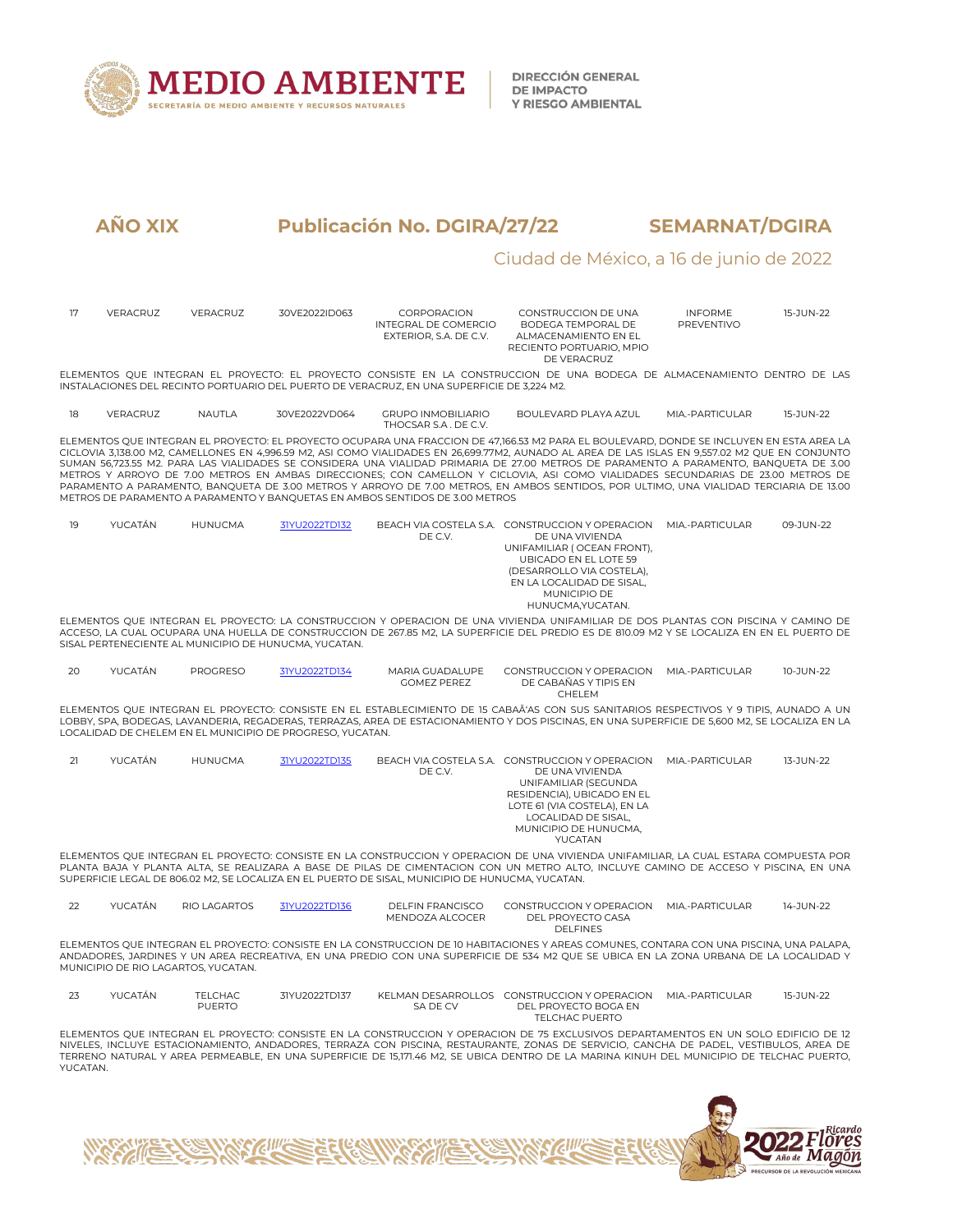**AÑO XIX** **Publicación No. DGIRA/27/22** **SEMARNAT/DGIRA**

Ciudad de México, a 16 de junio de 2022

| | | | | | | | |
|---|---|---|---|---|---|---|---|
| 17 | VERACRUZ | VERACRUZ | 30VE2022ID063 | CORPORACION INTEGRAL DE COMERCIO EXTERIOR, S.A. DE C.V. | CONSTRUCCION DE UNA BODEGA TEMPORAL DE ALMACENAMIENTO EN EL RECIENTO PORTUARIO, MPIO DE VERACRUZ | INFORME PREVENTIVO | 15-JUN-22 |

ELEMENTOS QUE INTEGRAN EL PROYECTO: EL PROYECTO CONSISTE EN LA CONSTRUCCION DE UNA BODEGA DE ALMACENAMIENTO DENTRO DE LAS INSTALACIONES DEL RECINTO PORTUARIO DEL PUERTO DE VERACRUZ, EN UNA SUPERFICIE DE 3,224 M2.

| | | | | | | | |
|---|---|---|---|---|---|---|---|
| 18 | VERACRUZ | NAUTLA | 30VE2022VD064 | GRUPO INMOBILIARIO THOCSAR S.A . DE C.V. | BOULEVARD PLAYA AZUL | MIA.-PARTICULAR | 15-JUN-22 |

ELEMENTOS QUE INTEGRAN EL PROYECTO: EL PROYECTO OCUPARA UNA FRACCION DE 47,166.53 M2 PARA EL BOULEVARD, DONDE SE INCLUYEN EN ESTA AREA LA CICLOVIA 3,138.00 M2, CAMELLONES EN 4,996.59 M2, ASI COMO VIALIDADES EN 26,699.77M2, AUNADO AL AREA DE LAS ISLAS EN 9,557.02 M2 QUE EN CONJUNTO SUMAN 56,723.55 M2. PARA LAS VIALIDADES SE CONSIDERA UNA VIALIDAD PRIMARIA DE 27.00 METROS DE PARAMENTO A PARAMENTO, BANQUETA DE 3.00 METROS Y ARROYO DE 7.00 METROS EN AMBAS DIRECCIONES; CON CAMELLON Y CICLOVIA, ASI COMO VIALIDADES SECUNDARIAS DE 23.00 METROS DE PARAMENTO A PARAMENTO, BANQUETA DE 3.00 METROS Y ARROYO DE 7.00 METROS, EN AMBOS SENTIDOS, POR ULTIMO, UNA VIALIDAD TERCIARIA DE 13.00 METROS DE PARAMENTO A PARAMENTO Y BANQUETAS EN AMBOS SENTIDOS DE 3.00 METROS

| | | | | | | | |
|---|---|---|---|---|---|---|---|
| 19 | YUCATÁN | HUNUCMA | 31YU2022TD132 | BEACH VIA COSTELA S.A. DE C.V. | CONSTRUCCION Y OPERACION DE UNA VIVIENDA UNIFAMILIAR ( OCEAN FRONT), UBICADO EN EL LOTE 59 (DESARROLLO VIA COSTELA), EN LA LOCALIDAD DE SISAL, MUNICIPIO DE HUNUCMA,YUCATAN. | MIA.-PARTICULAR | 09-JUN-22 |

ELEMENTOS QUE INTEGRAN EL PROYECTO: LA CONSTRUCCION Y OPERACION DE UNA VIVIENDA UNIFAMILIAR DE DOS PLANTAS CON PISCINA Y CAMINO DE ACCESO, LA CUAL OCUPARA UNA HUELLA DE CONSTRUCCION DE 267.85 M2, LA SUPERFICIE DEL PREDIO ES DE 810.09 M2 Y SE LOCALIZA EN EN EL PUERTO DE SISAL PERTENECIENTE AL MUNICIPIO DE HUNUCMA, YUCATAN.

| | | | | | | | |
|---|---|---|---|---|---|---|---|
| 20 | YUCATÁN | PROGRESO | 31YU2022TD134 | MARIA GUADALUPE GOMEZ PEREZ | CONSTRUCCION Y OPERACION DE CABAÑAS Y TIPIS EN CHELEM | MIA.-PARTICULAR | 10-JUN-22 |

ELEMENTOS QUE INTEGRAN EL PROYECTO: CONSISTE EN EL ESTABLECIMIENTO DE 15 CABAÃ'AS CON SUS SANITARIOS RESPECTIVOS Y 9 TIPIS, AUNADO A UN LOBBY, SPA, BODEGAS, LAVANDERIA, REGADERAS, TERRAZAS, AREA DE ESTACIONAMIENTO Y DOS PISCINAS, EN UNA SUPERFICIE DE 5,600 M2, SE LOCALIZA EN LA LOCALIDAD DE CHELEM EN EL MUNICIPIO DE PROGRESO, YUCATAN.

| | | | | | | | |
|---|---|---|---|---|---|---|---|
| 21 | YUCATÁN | HUNUCMA | 31YU2022TD135 | BEACH VIA COSTELA S.A. DE C.V. | CONSTRUCCION Y OPERACION DE UNA VIVIENDA UNIFAMILIAR (SEGUNDA RESIDENCIA), UBICADO EN EL LOTE 61 (VIA COSTELA), EN LA LOCALIDAD DE SISAL, MUNICIPIO DE HUNUCMA, YUCATAN | MIA.-PARTICULAR | 13-JUN-22 |

ELEMENTOS QUE INTEGRAN EL PROYECTO: CONSISTE EN LA CONSTRUCCION Y OPERACION DE UNA VIVIENDA UNIFAMILIAR, LA CUAL ESTARA COMPUESTA POR PLANTA BAJA Y PLANTA ALTA, SE REALIZARA A BASE DE PILAS DE CIMENTACION CON UN METRO ALTO, INCLUYE CAMINO DE ACCESO Y PISCINA, EN UNA SUPERFICIE LEGAL DE 806.02 M2, SE LOCALIZA EN EL PUERTO DE SISAL, MUNICIPIO DE HUNUCMA, YUCATAN.

| | | | | | | | |
|---|---|---|---|---|---|---|---|
| 22 | YUCATÁN | RIO LAGARTOS | 31YU2022TD136 | DELFIN FRANCISCO MENDOZA ALCOCER | CONSTRUCCION Y OPERACION DEL PROYECTO CASA DELFINES | MIA.-PARTICULAR | 14-JUN-22 |

ELEMENTOS QUE INTEGRAN EL PROYECTO: CONSISTE EN LA CONSTRUCCION DE 10 HABITACIONES Y AREAS COMUNES, CONTARA CON UNA PISCINA, UNA PALAPA, ANDADORES, JARDINES Y UN AREA RECREATIVA, EN UNA PREDIO CON UNA SUPERFICIE DE 534 M2 QUE SE UBICA EN LA ZONA URBANA DE LA LOCALIDAD Y MUNICIPIO DE RIO LAGARTOS, YUCATAN.

| | | | | | | | |
|---|---|---|---|---|---|---|---|
| 23 | YUCATÁN | TELCHAC PUERTO | 31YU2022TD137 | KELMAN DESARROLLOS SA DE CV | CONSTRUCCION Y OPERACION DEL PROYECTO BOGA EN TELCHAC PUERTO | MIA.-PARTICULAR | 15-JUN-22 |

ELEMENTOS QUE INTEGRAN EL PROYECTO: CONSISTE EN LA CONSTRUCCION Y OPERACION DE 75 EXCLUSIVOS DEPARTAMENTOS EN UN SOLO EDIFICIO DE 12 NIVELES, INCLUYE ESTACIONAMIENTO, ANDADORES, TERRAZA CON PISCINA, RESTAURANTE, ZONAS DE SERVICIO, CANCHA DE PADEL, VESTIBULOS, AREA DE TERRENO NATURAL Y AREA PERMEABLE, EN UNA SUPERFICIE DE 15,171.46 M2, SE UBICA DENTRO DE LA MARINA KINUH DEL MUNICIPIO DE TELCHAC PUERTO, YUCATAN.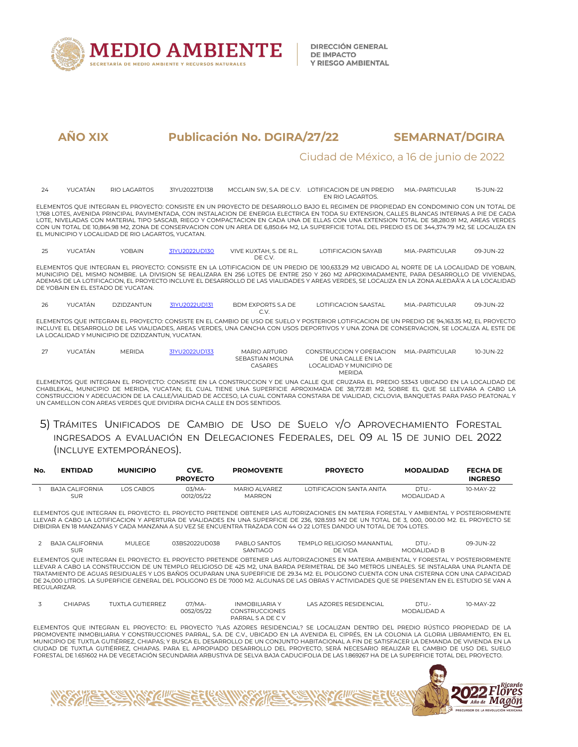**AÑO XIX** **Publicación No. DGIRA/27/22** **SEMARNAT/DGIRA**

Ciudad de México, a 16 de junio de 2022

| | | | | | | | |
|---|---|---|---|---|---|---|---|
| 24 | YUCATÁN | RIO LAGARTOS | 31YU2022TD138 | MCCLAIN SW, S.A. DE C.V. | LOTIFICACION DE UN PREDIO EN RIO LAGARTOS. | MIA.-PARTICULAR | 15-JUN-22 |

ELEMENTOS QUE INTEGRAN EL PROYECTO: CONSISTE EN UN PROYECTO DE DESARROLLO BAJO EL REGIMEN DE PROPIEDAD EN CONDOMINIO CON UN TOTAL DE 1,768 LOTES, AVENIDA PRINCIPAL PAVIMENTADA, CON INSTALACION DE ENERGIA ELECTRICA EN TODA SU EXTENSION, CALLES BLANCAS INTERNAS A PIE DE CADA LOTE, NIVELADAS CON MATERIAL TIPO SASCAB, RIEGO Y COMPACTACION EN CADA UNA DE ELLAS CON UNA EXTENSION TOTAL DE 58,280.91 M2, AREAS VERDES CON UN TOTAL DE 10,864.98 M2, ZONA DE CONSERVACION CON UN AREA DE 6,850.64 M2, LA SUPERFICIE TOTAL DEL PREDIO ES DE 344,374.79 M2, SE LOCALIZA EN EL MUNICIPIO Y LOCALIDAD DE RIO LAGARTOS, YUCATAN.

| | | | | | | | |
|---|---|---|---|---|---|---|---|
| 25 | YUCATÁN | YOBAIN | 31YU2022UD130 | VIVE KUXTAH, S. DE R.L. DE C.V. | LOTIFICACION SAYAB | MIA.-PARTICULAR | 09-JUN-22 |

ELEMENTOS QUE INTEGRAN EL PROYECTO: CONSISTE EN LA LOTIFICACION DE UN PREDIO DE 100,633.29 M2 UBICADO AL NORTE DE LA LOCALIDAD DE YOBAIN, MUNICIPIO DEL MISMO NOMBRE. LA DIVISION SE REALIZARA EN 256 LOTES DE ENTRE 250 Y 260 M2 APROXIMADAMENTE, PARA DESARROLLO DE VIVIENDAS, ADEMAS DE LA LOTIFICACION, EL PROYECTO INCLUYE EL DESARROLLO DE LAS VIALIDADES Y AREAS VERDES, SE LOCALIZA EN LA ZONA ALEDAÃ'A A LA LOCALIDAD DE YOBAIN EN EL ESTADO DE YUCATAN.

| | | | | | | | |
|---|---|---|---|---|---|---|---|
| 26 | YUCATÁN | DZIDZANTUN | 31YU2022UD131 | BDM EXPORTS S.A DE C.V. | LOTIFICACION SAASTAL | MIA.-PARTICULAR | 09-JUN-22 |

ELEMENTOS QUE INTEGRAN EL PROYECTO: CONSISTE EN EL CAMBIO DE USO DE SUELO Y POSTERIOR LOTIFICACION DE UN PREDIO DE 94,163.35 M2, EL PROYECTO INCLUYE EL DESARROLLO DE LAS VIALIDADES, AREAS VERDES, UNA CANCHA CON USOS DEPORTIVOS Y UNA ZONA DE CONSERVACION, SE LOCALIZA AL ESTE DE LA LOCALIDAD Y MUNICIPIO DE DZIDZANTUN, YUCATAN.

| | | | | | | | |
|---|---|---|---|---|---|---|---|
| 27 | YUCATÁN | MERIDA | 31YU2022UD133 | MARIO ARTURO SEBASTIAN MOLINA CASARES | CONSTRUCCION Y OPERACION DE UNA CALLE EN LA LOCALIDAD Y MUNICIPIO DE MERIDA | MIA.-PARTICULAR | 10-JUN-22 |

ELEMENTOS QUE INTEGRAN EL PROYECTO: CONSISTE EN LA CONSTRUCCION Y DE UNA CALLE QUE CRUZARA EL PREDIO 53343 UBICADO EN LA LOCALIDAD DE CHABLEKAL, MUNICIPIO DE MERIDA, YUCATAN; EL CUAL TIENE UNA SUPERFICIE APROXIMADA DE 38,772.81 M2, SOBRE EL QUE SE LLEVARA A CABO LA CONSTRUCCION Y ADECUACION DE LA CALLE/VIALIDAD DE ACCESO, LA CUAL CONTARA CONSTARA DE VIALIDAD, CICLOVIA, BANQUETAS PARA PASO PEATONAL Y UN CAMELLON CON AREAS VERDES QUE DIVIDIRA DICHA CALLE EN DOS SENTIDOS.

## 5) Trámites Unificados de Cambio de Uso de Suelo y/o Aprovechamiento Forestal ingresados a evaluación en Delegaciones Federales, del 09 al 15 de junio del 2022 (incluye extemporáneos).

| No. | ENTIDAD | MUNICIPIO | CVE. PROYECTO | PROMOVENTE | PROYECTO | MODALIDAD | FECHA DE INGRESO |
|---|---|---|---|---|---|---|---|
| 1 | BAJA CALIFORNIA SUR | LOS CABOS | 03/MA-0012/05/22 | MARIO ALVAREZ MARRON | LOTIFICACION SANTA ANITA | DTU.-MODALIDAD A | 10-MAY-22 |

ELEMENTOS QUE INTEGRAN EL PROYECTO: EL PROYECTO PRETENDE OBTENER LAS AUTORIZACIONES EN MATERIA FORESTAL Y AMBIENTAL Y POSTERIORMENTE LLEVAR A CABO LA LOTIFICACION Y APERTURA DE VIALIDADES EN UNA SUPERFICIE DE 236, 928.593 M2 DE UN TOTAL DE 3, 000, 000.00 M2. EL PROYECTO SE DIBIDIRA EN 18 MANZANAS Y CADA MANZANA A SU VEZ SE ENCUENTRA TRAZADA CON 44 O 22 LOTES DANDO UN TOTAL DE 704 LOTES.

| | | | | | | | |
|---|---|---|---|---|---|---|---|
| 2 | BAJA CALIFORNIA SUR | MULEGE | 03BS2022UD038 | PABLO SANTOS SANTIAGO | TEMPLO RELIGIOSO MANANTIAL DE VIDA | DTU.-MODALIDAD B | 09-JUN-22 |

ELEMENTOS QUE INTEGRAN EL PROYECTO: EL PROYECTO PRETENDE OBTENER LAS AUTORIZACIONES EN MATERIA AMBIENTAL Y FORESTAL Y POSTERIORMENTE LLEVAR A CABO LA CONSTRUCCION DE UN TEMPLO RELIGIOSO DE 425 M2, UNA BARDA PERIMETRAL DE 340 METROS LINEALES. SE INSTALARA UNA PLANTA DE TRATAMIENTO DE AGUAS RESIDUALES Y LOS BAÑOS OCUPARAN UNA SUPERFICIE DE 29.34 M2. EL POLIGONO CUENTA CON UNA CISTERNA CON UNA CAPACIDAD DE 24,000 LITROS. LA SUPERFICIE GENERAL DEL POLIGONO ES DE 7000 M2. ALGUNAS DE LAS OBRAS Y ACTIVIDADES QUE SE PRESENTAN EN EL ESTUDIO SE VAN A REGULARIZAR.

| | | | | | | | |
|---|---|---|---|---|---|---|---|
| 3 | CHIAPAS | TUXTLA GUTIERREZ | 07/MA-0052/05/22 | INMOBILIARIA Y CONSTRUCCIONES PARRAL S A DE C V | LAS AZORES RESIDENCIAL | DTU.-MODALIDAD A | 10-MAY-22 |

ELEMENTOS QUE INTEGRAN EL PROYECTO: EL PROYECTO ?LAS AZORES RESIDENCIAL? SE LOCALIZAN DENTRO DEL PREDIO RÚSTICO PROPIEDAD DE LA PROMOVENTE INMOBILIARIA Y CONSTRUCCIONES PARRAL, S.A. DE C.V., UBICADO EN LA AVENIDA EL CIPRÉS, EN LA COLONIA LA GLORIA LIBRAMIENTO, EN EL MUNICIPIO DE TUXTLA GUTIÉRREZ, CHIAPAS; Y BUSCA EL DESARROLLO DE UN CONJUNTO HABITACIONAL A FIN DE SATISFACER LA DEMANDA DE VIVIENDA EN LA CIUDAD DE TUXTLA GUTIÉRREZ, CHIAPAS. PARA EL APROPIADO DESARROLLO DEL PROYECTO, SERÁ NECESARIO REALIZAR EL CAMBIO DE USO DEL SUELO FORESTAL DE 1.651602 HA DE VEGETACIÓN SECUNDARIA ARBUSTIVA DE SELVA BAJA CADUCIFOLIA DE LAS 1.869267 HA DE LA SUPERFICIE TOTAL DEL PROYECTO.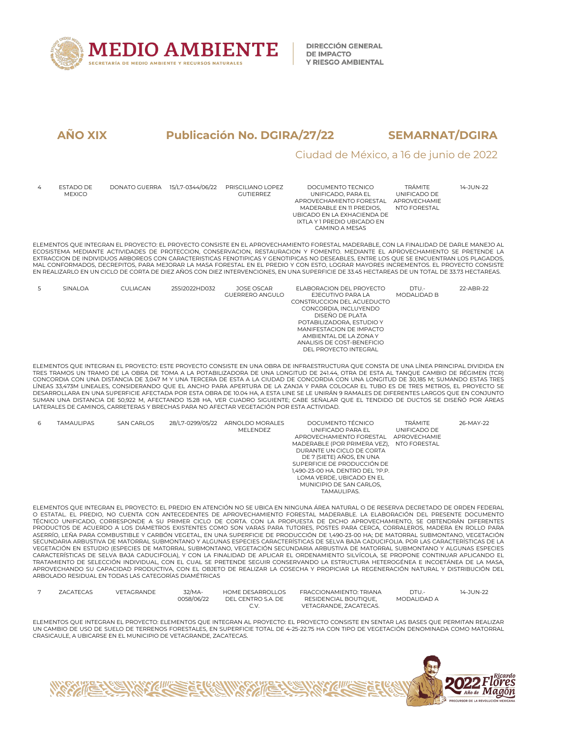**AÑO XIX** **Publicación No. DGIRA/27/22** **SEMARNAT/DGIRA**

Ciudad de México, a 16 de junio de 2022

| | | | | | | | |
|---|---|---|---|---|---|---|---|
| 4 | ESTADO DE MEXICO | DONATO GUERRA | 15/L7-0344/06/22 | PRISCILIANO LOPEZ GUTIERREZ | DOCUMENTO TECNICO UNIFICADO, PARA EL APROVECHAMIENTO FORESTAL MADERABLE EN 11 PREDIOS, UBICADO EN LA EXHACIENDA DE IXTLA Y 1 PREDIO UBICADO EN CAMINO A MESAS | TRÁMITE UNIFICADO DE APROVECHAMIENTO FORESTAL | 14-JUN-22 |

ELEMENTOS QUE INTEGRAN EL PROYECTO: EL PROYECTO CONSISTE EN EL APROVECHAMIENTO FORESTAL MADERABLE, CON LA FINALIDAD DE DARLE MANEJO AL ECOSISTEMA MEDIANTE ACTIVIDADES DE PROTECCION, CONSERVACION, RESTAURACION Y FOMENTO. MEDIANTE EL APROVECHAMIENTO SE PRETENDE LA EXTRACCION DE INDIVIDUOS ARBOREOS CON CARACTERISTICAS FENOTIPICAS Y GENOTIPICAS NO DESEABLES, ENTRE LOS QUE SE ENCUENTRAN LOS PLAGADOS, MAL CONFORMADOS, DECREPITOS, PARA MEJORAR LA MASA FORESTAL EN EL PREDIO Y CON ESTO, LOGRAR MAYORES INCREMENTOS. EL PROYECTO CONSISTE EN REALIZARLO EN UN CICLO DE CORTA DE DIEZ AÑOS CON DIEZ INTERVENCIONES, EN UNA SUPERFICIE DE 33.45 HECTAREAS DE UN TOTAL DE 33.73 HECTAREAS.

| | | | | | | | |
|---|---|---|---|---|---|---|---|
| 5 | SINALOA | CULIACAN | 25SI2022HD032 | JOSE OSCAR GUERRERO ANGULO | ELABORACION DEL PROYECTO EJECUTIVO PARA LA CONSTRUCCION DEL ACUEDUCTO CONCORDIA, INCLUYENDO DISEÑO DE PLATA POTABILIZADORA, ESTUDIO Y MANIFESTACION DE IMPACTO AMBIENTAL DE LA ZONA Y ANALISIS DE COST-BENEFICIO DEL PROYECTO INTEGRAL | DTU.- MODALIDAD B | 22-ABR-22 |

ELEMENTOS QUE INTEGRAN EL PROYECTO: ESTE PROYECTO CONSISTE EN UNA OBRA DE INFRAESTRUCTURA QUE CONSTA DE UNA LÍNEA PRINCIPAL DIVIDIDA EN TRES TRAMOS UN TRAMO DE LA OBRA DE TOMA A LA POTABILIZADORA DE UNA LONGITUD DE 241.44, OTRA DE ESTA AL TANQUE CAMBIO DE RÉGIMEN (TCR) CONCORDIA CON UNA DISTANCIA DE 3,047 M Y UNA TERCERA DE ESTA A LA CIUDAD DE CONCORDIA CON UNA LONGITUD DE 30,185 M; SUMANDO ESTAS TRES LÍNEAS 33,473M LINEALES, CONSIDERANDO QUE EL ANCHO PARA APERTURA DE LA ZANJA Y PARA COLOCAR EL TUBO ES DE TRES METROS, EL PROYECTO SE DESARROLLARA EN UNA SUPERFICIE AFECTADA POR ESTA OBRA DE 10.04 HA, A ESTA LINE SE LE UNIRÁN 9 RAMALES DE DIFERENTES LARGOS QUE EN CONJUNTO SUMAN UNA DISTANCIA DE 50,922 M, AFECTANDO 15.28 HA, VER CUADRO SIGUIENTE; CABE SEÑALAR QUE EL TENDIDO DE DUCTOS SE DISEÑÓ POR ÁREAS LATERALES DE CAMINOS, CARRETERAS Y BRECHAS PARA NO AFECTAR VEGETACIÓN POR ESTA ACTIVIDAD.

| | | | | | | | |
|---|---|---|---|---|---|---|---|
| 6 | TAMAULIPAS | SAN CARLOS | 28/L7-0299/05/22 | ARNOLDO MORALES MELENDEZ | DOCUMENTO TÉCNICO UNIFICADO PARA EL APROVECHAMIENTO FORESTAL MADERABLE (POR PRIMERA VEZ), DURANTE UN CICLO DE CORTA DE 7 (SIETE) AÑOS, EN UNA SUPERFICIE DE PRODUCCIÓN DE 1,490-23-00 HA. DENTRO DEL ?P.P. LOMA VERDE, UBICADO EN EL MUNICIPIO DE SAN CARLOS, TAMAULIPAS. | TRÁMITE UNIFICADO DE APROVECHAMIENTO FORESTAL | 26-MAY-22 |

ELEMENTOS QUE INTEGRAN EL PROYECTO: EL PREDIO EN ATENCIÓN NO SE UBICA EN NINGUNA ÁREA NATURAL O DE RESERVA DECRETADO DE ORDEN FEDERAL O ESTATAL. EL PREDIO, NO CUENTA CON ANTECEDENTES DE APROVECHAMIENTO FORESTAL MADERABLE. LA ELABORACIÓN DEL PRESENTE DOCUMENTO TÉCNICO UNIFICADO, CORRESPONDE A SU PRIMER CICLO DE CORTA. CON LA PROPUESTA DE DICHO APROVECHAMIENTO, SE OBTENDRÁN DIFERENTES PRODUCTOS DE ACUERDO A LOS DIÁMETROS EXISTENTES COMO SON VARAS PARA TUTORES, POSTES PARA CERCA, CORRALEROS, MADERA EN ROLLO PARA ASERRÍO, LEÑA PARA COMBUSTIBLE Y CARBÓN VEGETAL, EN UNA SUPERFICIE DE PRODUCCIÓN DE 1,490-23-00 HA; DE MATORRAL SUBMONTANO, VEGETACIÓN SECUNDARIA ARBUSTIVA DE MATORRAL SUBMONTANO Y ALGUNAS ESPECIES CARACTERÍSTICAS DE SELVA BAJA CADUCIFOLIA. POR LAS CARACTERÍSTICAS DE LA VEGETACIÓN EN ESTUDIO (ESPECIES DE MATORRAL SUBMONTANO, VEGETACIÓN SECUNDARIA ARBUSTIVA DE MATORRAL SUBMONTANO Y ALGUNAS ESPECIES CARACTERÍSTICAS DE SELVA BAJA CADUCIFOLIA), Y CON LA FINALIDAD DE APLICAR EL ORDENAMIENTO SILVÍCOLA, SE PROPONE CONTINUAR APLICANDO EL TRATAMIENTO DE SELECCIÓN INDIVIDUAL, CON EL CUAL SE PRETENDE SEGUIR CONSERVANDO LA ESTRUCTURA HETEROGÉNEA E INCOETÁNEA DE LA MASA, APROVECHANDO SU CAPACIDAD PRODUCTIVA, CON EL OBJETO DE REALIZAR LA COSECHA Y PROPICIAR LA REGENERACIÓN NATURAL Y DISTRIBUCIÓN DEL ARBOLADO RESIDUAL EN TODAS LAS CATEGORÍAS DIAMÉTRICAS

| | | | | | | | |
|---|---|---|---|---|---|---|---|
| 7 | ZACATECAS | VETAGRANDE | 32/MA-0058/06/22 | HOME DESARROLLOS DEL CENTRO S.A. DE C.V. | FRACCIONAMIENTO: TRIANA RESIDENCIAL BOUTIQUE, VETAGRANDE, ZACATECAS. | DTU.- MODALIDAD A | 14-JUN-22 |

ELEMENTOS QUE INTEGRAN EL PROYECTO: ELEMENTOS QUE INTEGRAN AL PROYECTO: EL PROYECTO CONSISTE EN SENTAR LAS BASES QUE PERMITAN REALIZAR UN CAMBIO DE USO DE SUELO DE TERRENOS FORESTALES, EN SUPERFICIE TOTAL DE 4-25-22.75 HA CON TIPO DE VEGETACIÓN DENOMINADA COMO MATORRAL CRASICAULE, A UBICARSE EN EL MUNICIPIO DE VETAGRANDE, ZACATECAS.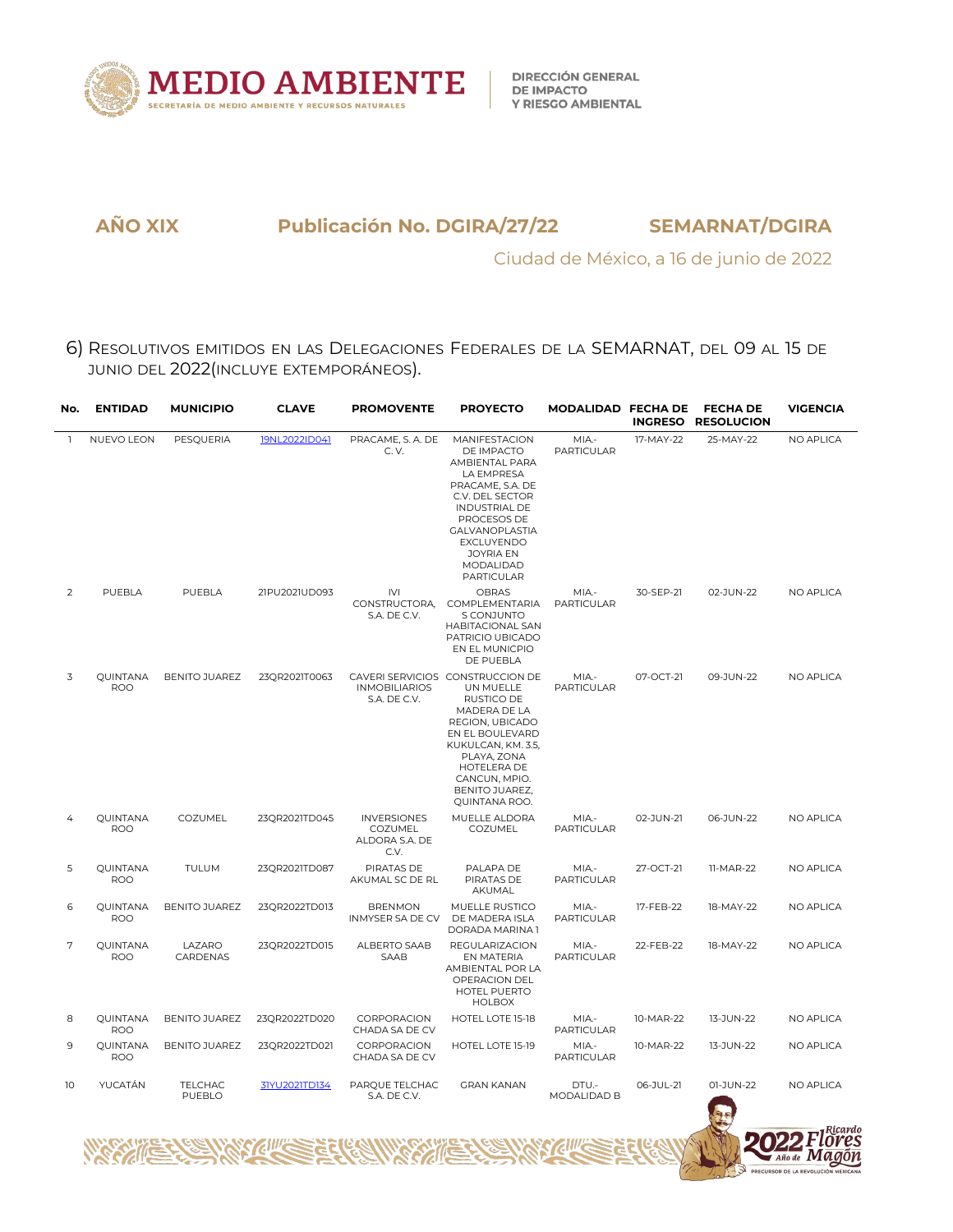**AÑO XIX** **Publicación No. DGIRA/27/22** **SEMARNAT/DGIRA**

Ciudad de México, a 16 de junio de 2022

6) Resolutivos emitidos en las Delegaciones Federales de la SEMARNAT, del 09 al 15 de junio del 2022(incluye extemporáneos).

| No. | ENTIDAD | MUNICIPIO | CLAVE | PROMOVENTE | PROYECTO | MODALIDAD | FECHA DE INGRESO | FECHA DE RESOLUCION | VIGENCIA |
|---|---|---|---|---|---|---|---|---|---|
| 1 | NUEVO LEON | PESQUERIA | 19NL2022ID041 | PRACAME, S. A. DE C. V. | MANIFESTACION DE IMPACTO AMBIENTAL PARA LA EMPRESA PRACAME, S.A. DE C.V. DEL SECTOR INDUSTRIAL DE PROCESOS DE GALVANOPLASTIA EXCLUYENDO JOYRIA EN MODALIDAD PARTICULAR | MIA.- PARTICULAR | 17-MAY-22 | 25-MAY-22 | NO APLICA |
| 2 | PUEBLA | PUEBLA | 21PU2021UD093 | IVI CONSTRUCTORA, S.A. DE C.V. | OBRAS COMPLEMENTARIAS CONJUNTO HABITACIONAL SAN PATRICIO UBICADO EN EL MUNICPIO DE PUEBLA | MIA.- PARTICULAR | 30-SEP-21 | 02-JUN-22 | NO APLICA |
| 3 | QUINTANA ROO | BENITO JUAREZ | 23QR2021T0063 | CAVERI SERVICIOS INMOBILIARIOS S.A. DE C.V. | CONSTRUCCION DE UN MUELLE RUSTICO DE MADERA DE LA REGION, UBICADO EN EL BOULEVARD KUKULCAN, KM. 3.5, PLAYA, ZONA HOTELERA DE CANCUN, MPIO. BENITO JUAREZ, QUINTANA ROO. | MIA.- PARTICULAR | 07-OCT-21 | 09-JUN-22 | NO APLICA |
| 4 | QUINTANA ROO | COZUMEL | 23QR2021TD045 | INVERSIONES COZUMEL ALDORA S.A. DE C.V. | MUELLE ALDORA COZUMEL | MIA.- PARTICULAR | 02-JUN-21 | 06-JUN-22 | NO APLICA |
| 5 | QUINTANA ROO | TULUM | 23QR2021TD087 | PIRATAS DE AKUMAL SC DE RL | PALAPA DE PIRATAS DE AKUMAL | MIA.- PARTICULAR | 27-OCT-21 | 11-MAR-22 | NO APLICA |
| 6 | QUINTANA ROO | BENITO JUAREZ | 23QR2022TD013 | BRENMON INMYSER SA DE CV | MUELLE RUSTICO DE MADERA ISLA DORADA MARINA 1 | MIA.- PARTICULAR | 17-FEB-22 | 18-MAY-22 | NO APLICA |
| 7 | QUINTANA ROO | LAZARO CARDENAS | 23QR2022TD015 | ALBERTO SAAB SAAB | REGULARIZACION EN MATERIA AMBIENTAL POR LA OPERACION DEL HOTEL PUERTO HOLBOX | MIA.- PARTICULAR | 22-FEB-22 | 18-MAY-22 | NO APLICA |
| 8 | QUINTANA ROO | BENITO JUAREZ | 23QR2022TD020 | CORPORACION CHADA SA DE CV | HOTEL LOTE 15-18 | MIA.- PARTICULAR | 10-MAR-22 | 13-JUN-22 | NO APLICA |
| 9 | QUINTANA ROO | BENITO JUAREZ | 23QR2022TD021 | CORPORACION CHADA SA DE CV | HOTEL LOTE 15-19 | MIA.- PARTICULAR | 10-MAR-22 | 13-JUN-22 | NO APLICA |
| 10 | YUCATÁN | TELCHAC PUEBLO | 31YU2021TD134 | PARQUE TELCHAC S.A. DE C.V. | GRAN KANAN | DTU.- MODALIDAD B | 06-JUL-21 | 01-JUN-22 | NO APLICA |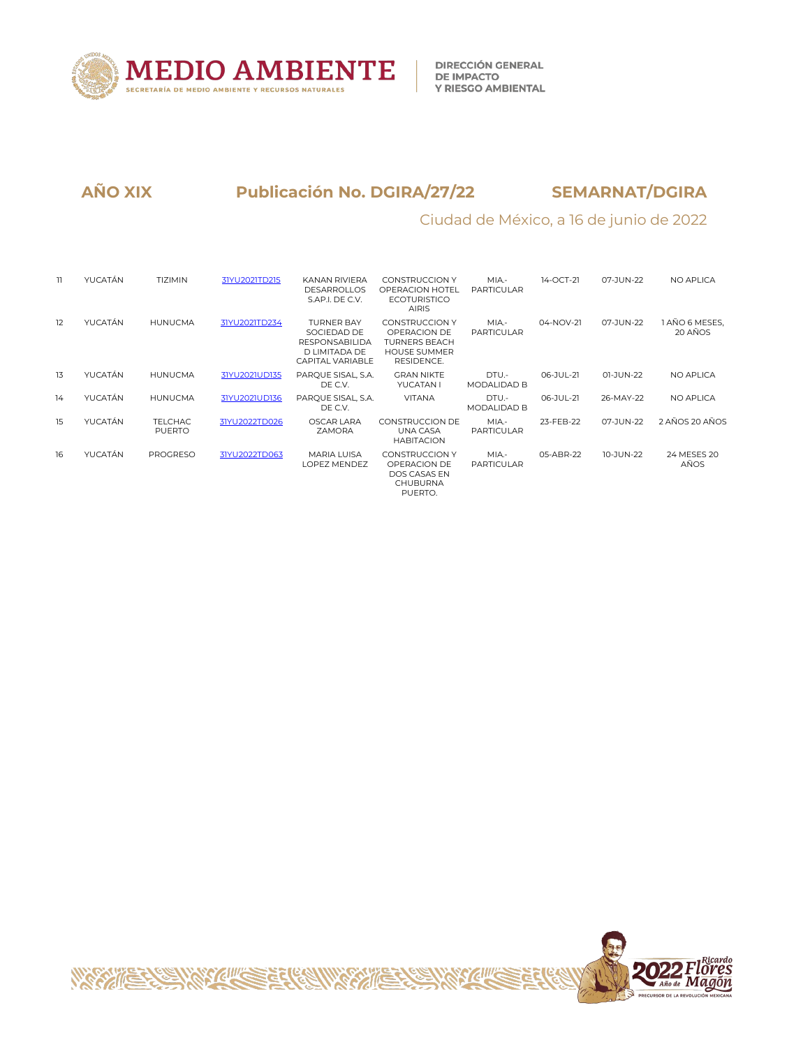**AÑO XIX** **Publicación No. DGIRA/27/22** **SEMARNAT/DGIRA**

Ciudad de México, a 16 de junio de 2022

| | | | | | | | | | |
|---|---|---|---|---|---|---|---|---|---|
| 11 | YUCATÁN | TIZIMIN | 31YU2021TD215 | KANAN RIVIERA DESARROLLOS S.AP.I. DE C.V. | CONSTRUCCION Y OPERACION HOTEL ECOTURISTICO AIRIS | MIA.- PARTICULAR | 14-OCT-21 | 07-JUN-22 | NO APLICA |
| 12 | YUCATÁN | HUNUCMA | 31YU2021TD234 | TURNER BAY SOCIEDAD DE RESPONSABILIDAD LIMITADA DE CAPITAL VARIABLE | CONSTRUCCION Y OPERACION DE TURNERS BEACH HOUSE SUMMER RESIDENCE. | MIA.- PARTICULAR | 04-NOV-21 | 07-JUN-22 | 1 AÑO 6 MESES, 20 AÑOS |
| 13 | YUCATÁN | HUNUCMA | 31YU2021UD135 | PARQUE SISAL, S.A. DE C.V. | GRAN NIKTE YUCATAN I | DTU.- MODALIDAD B | 06-JUL-21 | 01-JUN-22 | NO APLICA |
| 14 | YUCATÁN | HUNUCMA | 31YU2021UD136 | PARQUE SISAL, S.A. DE C.V. | VITANA | DTU.- MODALIDAD B | 06-JUL-21 | 26-MAY-22 | NO APLICA |
| 15 | YUCATÁN | TELCHAC PUERTO | 31YU2022TD026 | OSCAR LARA ZAMORA | CONSTRUCCION DE UNA CASA HABITACION | MIA.- PARTICULAR | 23-FEB-22 | 07-JUN-22 | 2 AÑOS 20 AÑOS |
| 16 | YUCATÁN | PROGRESO | 31YU2022TD063 | MARIA LUISA LOPEZ MENDEZ | CONSTRUCCION Y OPERACION DE DOS CASAS EN CHUBURNA PUERTO. | MIA.- PARTICULAR | 05-ABR-22 | 10-JUN-22 | 24 MESES 20 AÑOS |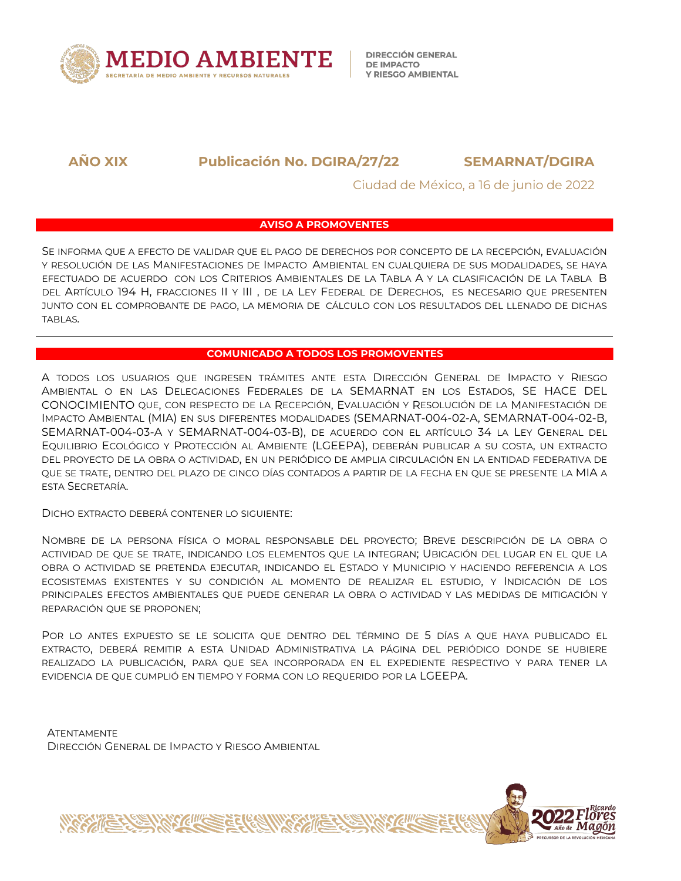**AÑO XIX** **Publicación No. DGIRA/27/22** **SEMARNAT/DGIRA**

Ciudad de México, a 16 de junio de 2022

## AVISO A PROMOVENTES

Se informa que a efecto de validar que el pago de derechos por concepto de la recepción, evaluación y resolución de las Manifestaciones de Impacto Ambiental en cualquiera de sus modalidades, se haya efectuado de acuerdo con los Criterios Ambientales de la Tabla A y la clasificación de la Tabla B del Artículo 194 H, fracciones II y III , de la Ley Federal de Derechos, es necesario que presenten junto con el comprobante de pago, la memoria de cálculo con los resultados del llenado de dichas tablas.

---

## COMUNICADO A TODOS LOS PROMOVENTES

A todos los usuarios que ingresen trámites ante esta Dirección General de Impacto y Riesgo Ambiental o en las Delegaciones Federales de la SEMARNAT en los Estados, SE HACE DEL CONOCIMIENTO que, con respecto de la Recepción, Evaluación y Resolución de la Manifestación de Impacto Ambiental (MIA) en sus diferentes modalidades (SEMARNAT-004-02-A, SEMARNAT-004-02-B, SEMARNAT-004-03-A y SEMARNAT-004-03-B), de acuerdo con el artículo 34 la Ley General del Equilibrio Ecológico y Protección al Ambiente (LGEEPA), deberán publicar a su costa, un extracto del proyecto de la obra o actividad, en un periódico de amplia circulación en la entidad federativa de que se trate, dentro del plazo de cinco días contados a partir de la fecha en que se presente la MIA a esta Secretaría.

Dicho extracto deberá contener lo siguiente:

Nombre de la persona física o moral responsable del proyecto; Breve descripción de la obra o actividad de que se trate, indicando los elementos que la integran; Ubicación del lugar en el que la obra o actividad se pretenda ejecutar, indicando el Estado y Municipio y haciendo referencia a los ecosistemas existentes y su condición al momento de realizar el estudio, y Indicación de los principales efectos ambientales que puede generar la obra o actividad y las medidas de mitigación y reparación que se proponen;

Por lo antes expuesto se le solicita que dentro del término de 5 días a que haya publicado el extracto, deberá remitir a esta Unidad Administrativa la página del periódico donde se hubiere realizado la publicación, para que sea incorporada en el expediente respectivo y para tener la evidencia de que cumplió en tiempo y forma con lo requerido por la LGEEPA.

Atentamente
Dirección General de Impacto y Riesgo Ambiental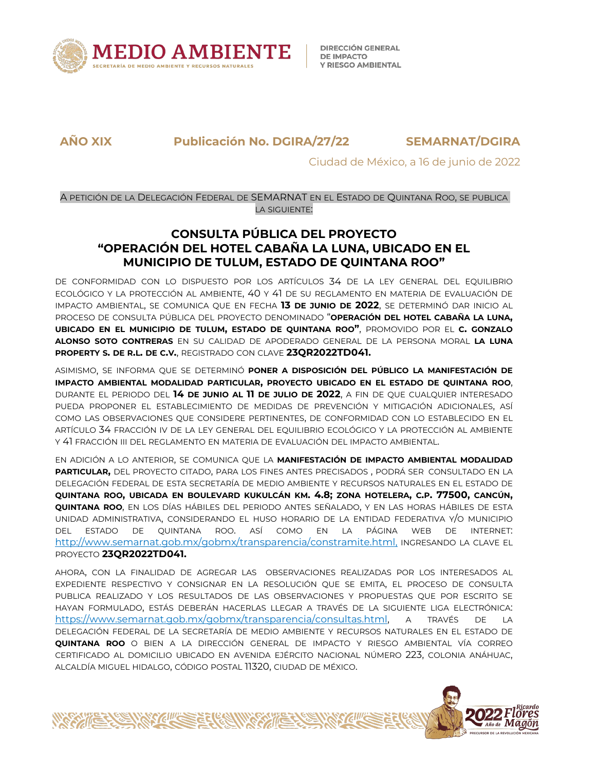**AÑO XIX** **Publicación No. DGIRA/27/22** **SEMARNAT/DGIRA**

Ciudad de México, a 16 de junio de 2022

A PETICIÓN DE LA DELEGACIÓN FEDERAL DE SEMARNAT EN EL ESTADO DE QUINTANA ROO, SE PUBLICA LA SIGUIENTE:

## CONSULTA PÚBLICA DEL PROYECTO "OPERACIÓN DEL HOTEL CABAÑA LA LUNA, UBICADO EN EL MUNICIPIO DE TULUM, ESTADO DE QUINTANA ROO"

DE CONFORMIDAD CON LO DISPUESTO POR LOS ARTÍCULOS 34 DE LA LEY GENERAL DEL EQUILIBRIO ECOLÓGICO Y LA PROTECCIÓN AL AMBIENTE, 40 Y 41 DE SU REGLAMENTO EN MATERIA DE EVALUACIÓN DE IMPACTO AMBIENTAL, SE COMUNICA QUE EN FECHA **13 DE JUNIO DE 2022**, SE DETERMINÓ DAR INICIO AL PROCESO DE CONSULTA PÚBLICA DEL PROYECTO DENOMINADO "**OPERACIÓN DEL HOTEL CABAÑA LA LUNA, UBICADO EN EL MUNICIPIO DE TULUM, ESTADO DE QUINTANA ROO"**, PROMOVIDO POR EL **C. GONZALO ALONSO SOTO CONTRERAS** EN SU CALIDAD DE APODERADO GENERAL DE LA PERSONA MORAL **LA LUNA PROPERTY S. DE R.L. DE C.V.**, REGISTRADO CON CLAVE **23QR2022TD041.**

ASIMISMO, SE INFORMA QUE SE DETERMINÓ **PONER A DISPOSICIÓN DEL PÚBLICO LA MANIFESTACIÓN DE IMPACTO AMBIENTAL MODALIDAD PARTICULAR, PROYECTO UBICADO EN EL ESTADO DE QUINTANA ROO**, DURANTE EL PERIODO DEL **14 DE JUNIO AL 11 DE JULIO DE 2022**, A FIN DE QUE CUALQUIER INTERESADO PUEDA PROPONER EL ESTABLECIMIENTO DE MEDIDAS DE PREVENCIÓN Y MITIGACIÓN ADICIONALES, ASÍ COMO LAS OBSERVACIONES QUE CONSIDERE PERTINENTES, DE CONFORMIDAD CON LO ESTABLECIDO EN EL ARTÍCULO 34 FRACCIÓN IV DE LA LEY GENERAL DEL EQUILIBRIO ECOLÓGICO Y LA PROTECCIÓN AL AMBIENTE Y 41 FRACCIÓN III DEL REGLAMENTO EN MATERIA DE EVALUACIÓN DEL IMPACTO AMBIENTAL.

EN ADICIÓN A LO ANTERIOR, SE COMUNICA QUE LA **MANIFESTACIÓN DE IMPACTO AMBIENTAL MODALIDAD PARTICULAR,** DEL PROYECTO CITADO, PARA LOS FINES ANTES PRECISADOS , PODRÁ SER CONSULTADO EN LA DELEGACIÓN FEDERAL DE ESTA SECRETARÍA DE MEDIO AMBIENTE Y RECURSOS NATURALES EN EL ESTADO DE **QUINTANA ROO, UBICADA EN BOULEVARD KUKULCÁN KM. 4.8; ZONA HOTELERA, C.P. 77500, CANCÚN, QUINTANA ROO**, EN LOS DÍAS HÁBILES DEL PERIODO ANTES SEÑALADO, Y EN LAS HORAS HÁBILES DE ESTA UNIDAD ADMINISTRATIVA, CONSIDERANDO EL HUSO HORARIO DE LA ENTIDAD FEDERATIVA Y/O MUNICIPIO DEL ESTADO DE QUINTANA ROO. ASÍ COMO EN LA PÁGINA WEB DE INTERNET: http://www.semarnat.gob.mx/gobmx/transparencia/constramite.html, INGRESANDO LA CLAVE EL PROYECTO **23QR2022TD041.**

AHORA, CON LA FINALIDAD DE AGREGAR LAS OBSERVACIONES REALIZADAS POR LOS INTERESADOS AL EXPEDIENTE RESPECTIVO Y CONSIGNAR EN LA RESOLUCIÓN QUE SE EMITA, EL PROCESO DE CONSULTA PUBLICA REALIZADO Y LOS RESULTADOS DE LAS OBSERVACIONES Y PROPUESTAS QUE POR ESCRITO SE HAYAN FORMULADO, ESTÁS DEBERÁN HACERLAS LLEGAR A TRAVÉS DE LA SIGUIENTE LIGA ELECTRÓNICA: https://www.semarnat.gob.mx/gobmx/transparencia/consultas.html, A TRAVÉS DE LA DELEGACIÓN FEDERAL DE LA SECRETARÍA DE MEDIO AMBIENTE Y RECURSOS NATURALES EN EL ESTADO DE **QUINTANA ROO** O BIEN A LA DIRECCIÓN GENERAL DE IMPACTO Y RIESGO AMBIENTAL VÍA CORREO CERTIFICADO AL DOMICILIO UBICADO EN AVENIDA EJÉRCITO NACIONAL NÚMERO 223, COLONIA ANÁHUAC, ALCALDÍA MIGUEL HIDALGO, CÓDIGO POSTAL 11320, CIUDAD DE MÉXICO.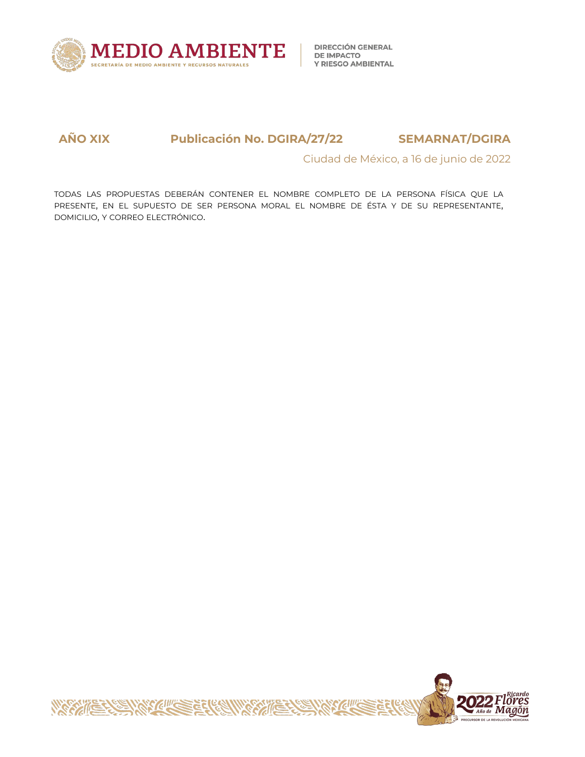**AÑO XIX** **Publicación No. DGIRA/27/22** **SEMARNAT/DGIRA**

Ciudad de México, a 16 de junio de 2022

TODAS LAS PROPUESTAS DEBERÁN CONTENER EL NOMBRE COMPLETO DE LA PERSONA FÍSICA QUE LA PRESENTE, EN EL SUPUESTO DE SER PERSONA MORAL EL NOMBRE DE ÉSTA Y DE SU REPRESENTANTE, DOMICILIO, Y CORREO ELECTRÓNICO.